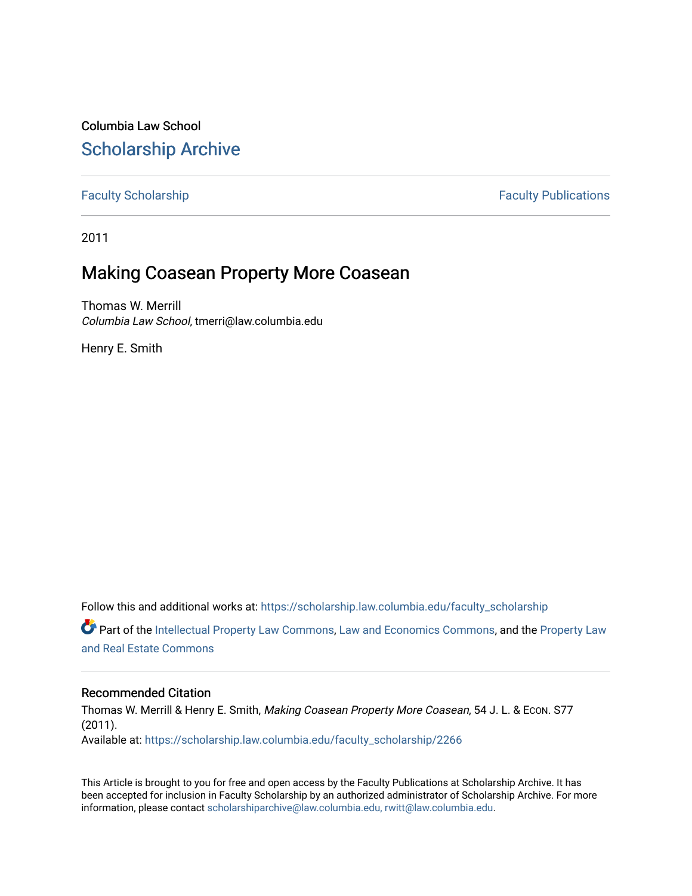Columbia Law School

# Scholarship Archive

Faculty Scholarship | Faculty Publications

2011

## Making Coasean Property More Coasean

Thomas W. Merrill
*Columbia Law School*, tmerri@law.columbia.edu

Henry E. Smith

Follow this and additional works at: https://scholarship.law.columbia.edu/faculty_scholarship

Part of the Intellectual Property Law Commons, Law and Economics Commons, and the Property Law and Real Estate Commons

### Recommended Citation

Thomas W. Merrill & Henry E. Smith, *Making Coasean Property More Coasean*, 54 J. L. & Econ. S77 (2011).
Available at: https://scholarship.law.columbia.edu/faculty_scholarship/2266

This Article is brought to you for free and open access by the Faculty Publications at Scholarship Archive. It has been accepted for inclusion in Faculty Scholarship by an authorized administrator of Scholarship Archive. For more information, please contact scholarshiparchive@law.columbia.edu, rwitt@law.columbia.edu.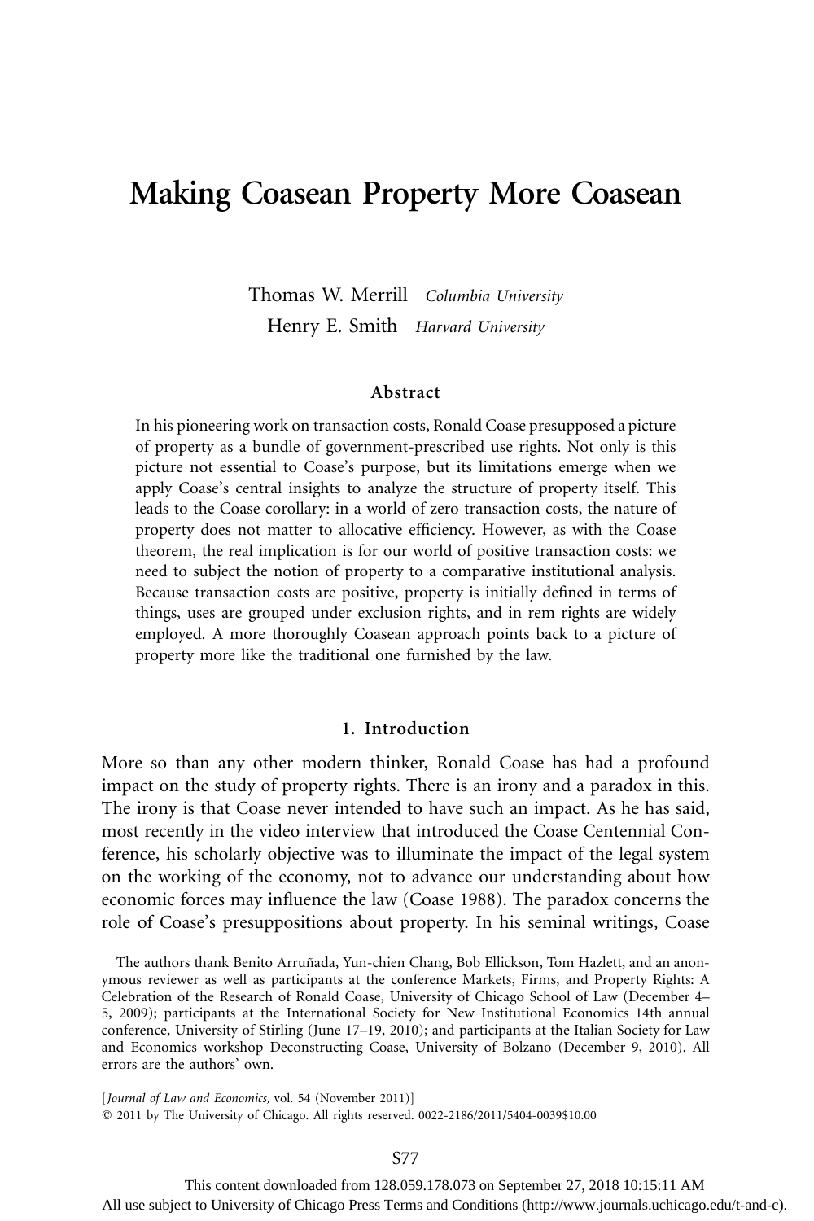# Making Coasean Property More Coasean

Thomas W. Merrill *Columbia University*

Henry E. Smith *Harvard University*

### Abstract

In his pioneering work on transaction costs, Ronald Coase presupposed a picture of property as a bundle of government-prescribed use rights. Not only is this picture not essential to Coase's purpose, but its limitations emerge when we apply Coase's central insights to analyze the structure of property itself. This leads to the Coase corollary: in a world of zero transaction costs, the nature of property does not matter to allocative efficiency. However, as with the Coase theorem, the real implication is for our world of positive transaction costs: we need to subject the notion of property to a comparative institutional analysis. Because transaction costs are positive, property is initially defined in terms of things, uses are grouped under exclusion rights, and in rem rights are widely employed. A more thoroughly Coasean approach points back to a picture of property more like the traditional one furnished by the law.

## 1. Introduction

More so than any other modern thinker, Ronald Coase has had a profound impact on the study of property rights. There is an irony and a paradox in this. The irony is that Coase never intended to have such an impact. As he has said, most recently in the video interview that introduced the Coase Centennial Conference, his scholarly objective was to illuminate the impact of the legal system on the working of the economy, not to advance our understanding about how economic forces may influence the law (Coase 1988). The paradox concerns the role of Coase's presuppositions about property. In his seminal writings, Coase

The authors thank Benito Arruñada, Yun-chien Chang, Bob Ellickson, Tom Hazlett, and an anonymous reviewer as well as participants at the conference Markets, Firms, and Property Rights: A Celebration of the Research of Ronald Coase, University of Chicago School of Law (December 4–5, 2009); participants at the International Society for New Institutional Economics 14th annual conference, University of Stirling (June 17–19, 2010); and participants at the Italian Society for Law and Economics workshop Deconstructing Coase, University of Bolzano (December 9, 2010). All errors are the authors' own.

[*Journal of Law and Economics,* vol. 54 (November 2011)]
© 2011 by The University of Chicago. All rights reserved. 0022-2186/2011/5404-0039$10.00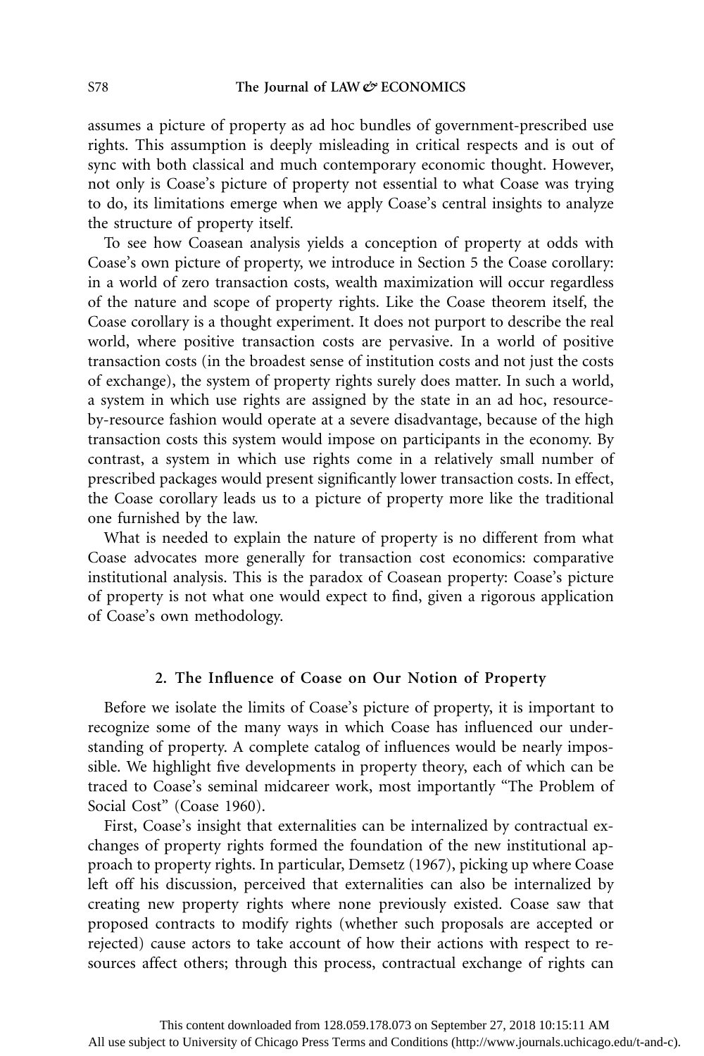assumes a picture of property as ad hoc bundles of government-prescribed use rights. This assumption is deeply misleading in critical respects and is out of sync with both classical and much contemporary economic thought. However, not only is Coase's picture of property not essential to what Coase was trying to do, its limitations emerge when we apply Coase's central insights to analyze the structure of property itself.

To see how Coasean analysis yields a conception of property at odds with Coase's own picture of property, we introduce in Section 5 the Coase corollary: in a world of zero transaction costs, wealth maximization will occur regardless of the nature and scope of property rights. Like the Coase theorem itself, the Coase corollary is a thought experiment. It does not purport to describe the real world, where positive transaction costs are pervasive. In a world of positive transaction costs (in the broadest sense of institution costs and not just the costs of exchange), the system of property rights surely does matter. In such a world, a system in which use rights are assigned by the state in an ad hoc, resource-by-resource fashion would operate at a severe disadvantage, because of the high transaction costs this system would impose on participants in the economy. By contrast, a system in which use rights come in a relatively small number of prescribed packages would present significantly lower transaction costs. In effect, the Coase corollary leads us to a picture of property more like the traditional one furnished by the law.

What is needed to explain the nature of property is no different from what Coase advocates more generally for transaction cost economics: comparative institutional analysis. This is the paradox of Coasean property: Coase's picture of property is not what one would expect to find, given a rigorous application of Coase's own methodology.

## 2. The Influence of Coase on Our Notion of Property

Before we isolate the limits of Coase's picture of property, it is important to recognize some of the many ways in which Coase has influenced our understanding of property. A complete catalog of influences would be nearly impossible. We highlight five developments in property theory, each of which can be traced to Coase's seminal midcareer work, most importantly "The Problem of Social Cost" (Coase 1960).

First, Coase's insight that externalities can be internalized by contractual exchanges of property rights formed the foundation of the new institutional approach to property rights. In particular, Demsetz (1967), picking up where Coase left off his discussion, perceived that externalities can also be internalized by creating new property rights where none previously existed. Coase saw that proposed contracts to modify rights (whether such proposals are accepted or rejected) cause actors to take account of how their actions with respect to resources affect others; through this process, contractual exchange of rights can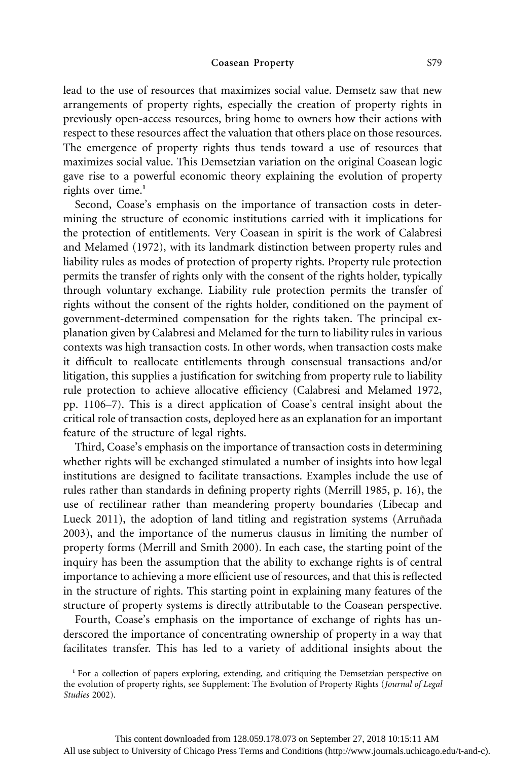lead to the use of resources that maximizes social value. Demsetz saw that new arrangements of property rights, especially the creation of property rights in previously open-access resources, bring home to owners how their actions with respect to these resources affect the valuation that others place on those resources. The emergence of property rights thus tends toward a use of resources that maximizes social value. This Demsetzian variation on the original Coasean logic gave rise to a powerful economic theory explaining the evolution of property rights over time.[1]

Second, Coase's emphasis on the importance of transaction costs in determining the structure of economic institutions carried with it implications for the protection of entitlements. Very Coasean in spirit is the work of Calabresi and Melamed (1972), with its landmark distinction between property rules and liability rules as modes of protection of property rights. Property rule protection permits the transfer of rights only with the consent of the rights holder, typically through voluntary exchange. Liability rule protection permits the transfer of rights without the consent of the rights holder, conditioned on the payment of government-determined compensation for the rights taken. The principal explanation given by Calabresi and Melamed for the turn to liability rules in various contexts was high transaction costs. In other words, when transaction costs make it difficult to reallocate entitlements through consensual transactions and/or litigation, this supplies a justification for switching from property rule to liability rule protection to achieve allocative efficiency (Calabresi and Melamed 1972, pp. 1106–7). This is a direct application of Coase's central insight about the critical role of transaction costs, deployed here as an explanation for an important feature of the structure of legal rights.

Third, Coase's emphasis on the importance of transaction costs in determining whether rights will be exchanged stimulated a number of insights into how legal institutions are designed to facilitate transactions. Examples include the use of rules rather than standards in defining property rights (Merrill 1985, p. 16), the use of rectilinear rather than meandering property boundaries (Libecap and Lueck 2011), the adoption of land titling and registration systems (Arruñada 2003), and the importance of the numerus clausus in limiting the number of property forms (Merrill and Smith 2000). In each case, the starting point of the inquiry has been the assumption that the ability to exchange rights is of central importance to achieving a more efficient use of resources, and that this is reflected in the structure of rights. This starting point in explaining many features of the structure of property systems is directly attributable to the Coasean perspective.

Fourth, Coase's emphasis on the importance of exchange of rights has underscored the importance of concentrating ownership of property in a way that facilitates transfer. This has led to a variety of additional insights about the

[1] For a collection of papers exploring, extending, and critiquing the Demsetzian perspective on the evolution of property rights, see Supplement: The Evolution of Property Rights (*Journal of Legal Studies* 2002).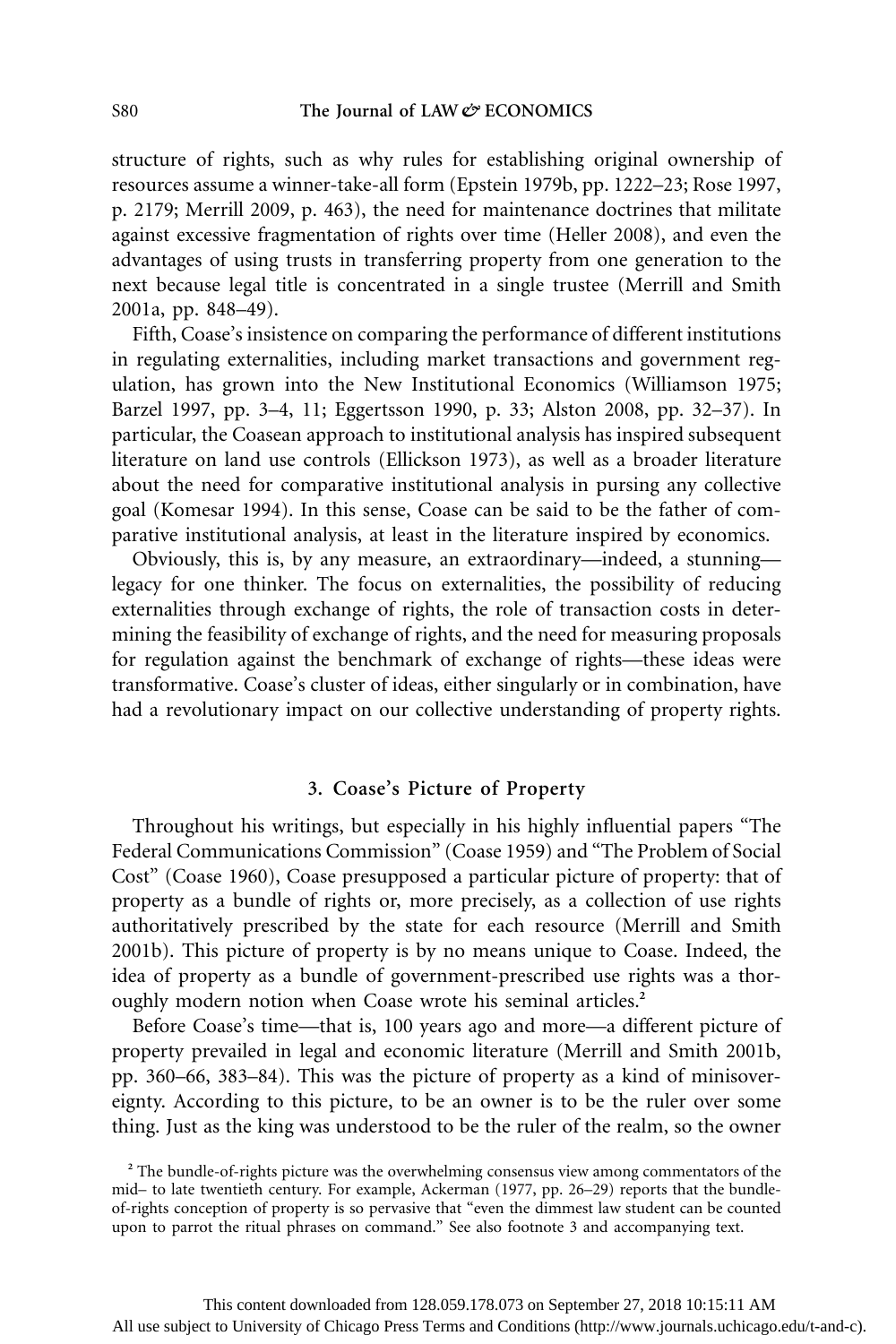structure of rights, such as why rules for establishing original ownership of resources assume a winner-take-all form (Epstein 1979b, pp. 1222–23; Rose 1997, p. 2179; Merrill 2009, p. 463), the need for maintenance doctrines that militate against excessive fragmentation of rights over time (Heller 2008), and even the advantages of using trusts in transferring property from one generation to the next because legal title is concentrated in a single trustee (Merrill and Smith 2001a, pp. 848–49).

Fifth, Coase's insistence on comparing the performance of different institutions in regulating externalities, including market transactions and government regulation, has grown into the New Institutional Economics (Williamson 1975; Barzel 1997, pp. 3–4, 11; Eggertsson 1990, p. 33; Alston 2008, pp. 32–37). In particular, the Coasean approach to institutional analysis has inspired subsequent literature on land use controls (Ellickson 1973), as well as a broader literature about the need for comparative institutional analysis in pursing any collective goal (Komesar 1994). In this sense, Coase can be said to be the father of comparative institutional analysis, at least in the literature inspired by economics.

Obviously, this is, by any measure, an extraordinary—indeed, a stunning—legacy for one thinker. The focus on externalities, the possibility of reducing externalities through exchange of rights, the role of transaction costs in determining the feasibility of exchange of rights, and the need for measuring proposals for regulation against the benchmark of exchange of rights—these ideas were transformative. Coase's cluster of ideas, either singularly or in combination, have had a revolutionary impact on our collective understanding of property rights.

## 3. Coase's Picture of Property

Throughout his writings, but especially in his highly influential papers "The Federal Communications Commission" (Coase 1959) and "The Problem of Social Cost" (Coase 1960), Coase presupposed a particular picture of property: that of property as a bundle of rights or, more precisely, as a collection of use rights authoritatively prescribed by the state for each resource (Merrill and Smith 2001b). This picture of property is by no means unique to Coase. Indeed, the idea of property as a bundle of government-prescribed use rights was a thoroughly modern notion when Coase wrote his seminal articles.[2]

Before Coase's time—that is, 100 years ago and more—a different picture of property prevailed in legal and economic literature (Merrill and Smith 2001b, pp. 360–66, 383–84). This was the picture of property as a kind of minisovereignty. According to this picture, to be an owner is to be the ruler over some thing. Just as the king was understood to be the ruler of the realm, so the owner

[2] The bundle-of-rights picture was the overwhelming consensus view among commentators of the mid– to late twentieth century. For example, Ackerman (1977, pp. 26–29) reports that the bundle-of-rights conception of property is so pervasive that "even the dimmest law student can be counted upon to parrot the ritual phrases on command." See also footnote 3 and accompanying text.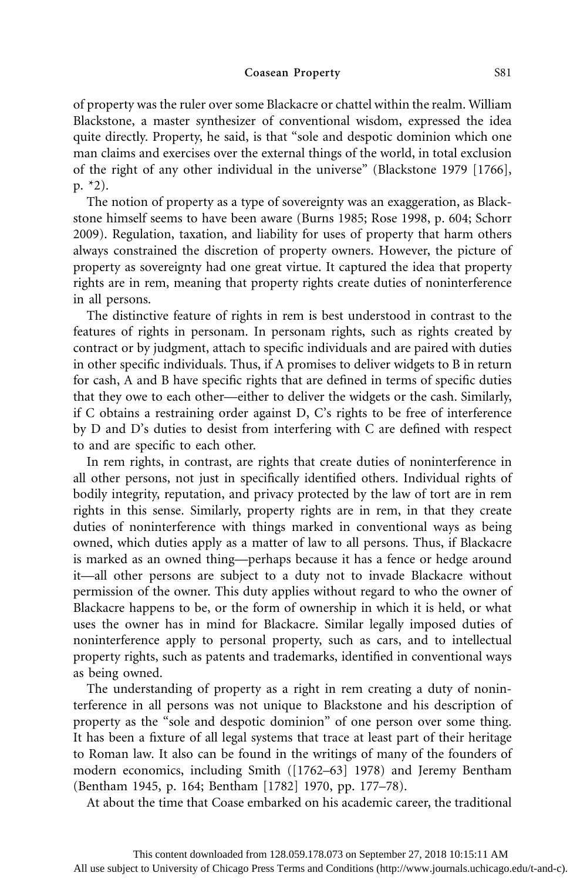of property was the ruler over some Blackacre or chattel within the realm. William Blackstone, a master synthesizer of conventional wisdom, expressed the idea quite directly. Property, he said, is that "sole and despotic dominion which one man claims and exercises over the external things of the world, in total exclusion of the right of any other individual in the universe" (Blackstone 1979 [1766], p. *2).

The notion of property as a type of sovereignty was an exaggeration, as Blackstone himself seems to have been aware (Burns 1985; Rose 1998, p. 604; Schorr 2009). Regulation, taxation, and liability for uses of property that harm others always constrained the discretion of property owners. However, the picture of property as sovereignty had one great virtue. It captured the idea that property rights are in rem, meaning that property rights create duties of noninterference in all persons.

The distinctive feature of rights in rem is best understood in contrast to the features of rights in personam. In personam rights, such as rights created by contract or by judgment, attach to specific individuals and are paired with duties in other specific individuals. Thus, if A promises to deliver widgets to B in return for cash, A and B have specific rights that are defined in terms of specific duties that they owe to each other—either to deliver the widgets or the cash. Similarly, if C obtains a restraining order against D, C's rights to be free of interference by D and D's duties to desist from interfering with C are defined with respect to and are specific to each other.

In rem rights, in contrast, are rights that create duties of noninterference in all other persons, not just in specifically identified others. Individual rights of bodily integrity, reputation, and privacy protected by the law of tort are in rem rights in this sense. Similarly, property rights are in rem, in that they create duties of noninterference with things marked in conventional ways as being owned, which duties apply as a matter of law to all persons. Thus, if Blackacre is marked as an owned thing—perhaps because it has a fence or hedge around it—all other persons are subject to a duty not to invade Blackacre without permission of the owner. This duty applies without regard to who the owner of Blackacre happens to be, or the form of ownership in which it is held, or what uses the owner has in mind for Blackacre. Similar legally imposed duties of noninterference apply to personal property, such as cars, and to intellectual property rights, such as patents and trademarks, identified in conventional ways as being owned.

The understanding of property as a right in rem creating a duty of noninterference in all persons was not unique to Blackstone and his description of property as the "sole and despotic dominion" of one person over some thing. It has been a fixture of all legal systems that trace at least part of their heritage to Roman law. It also can be found in the writings of many of the founders of modern economics, including Smith ([1762–63] 1978) and Jeremy Bentham (Bentham 1945, p. 164; Bentham [1782] 1970, pp. 177–78).

At about the time that Coase embarked on his academic career, the traditional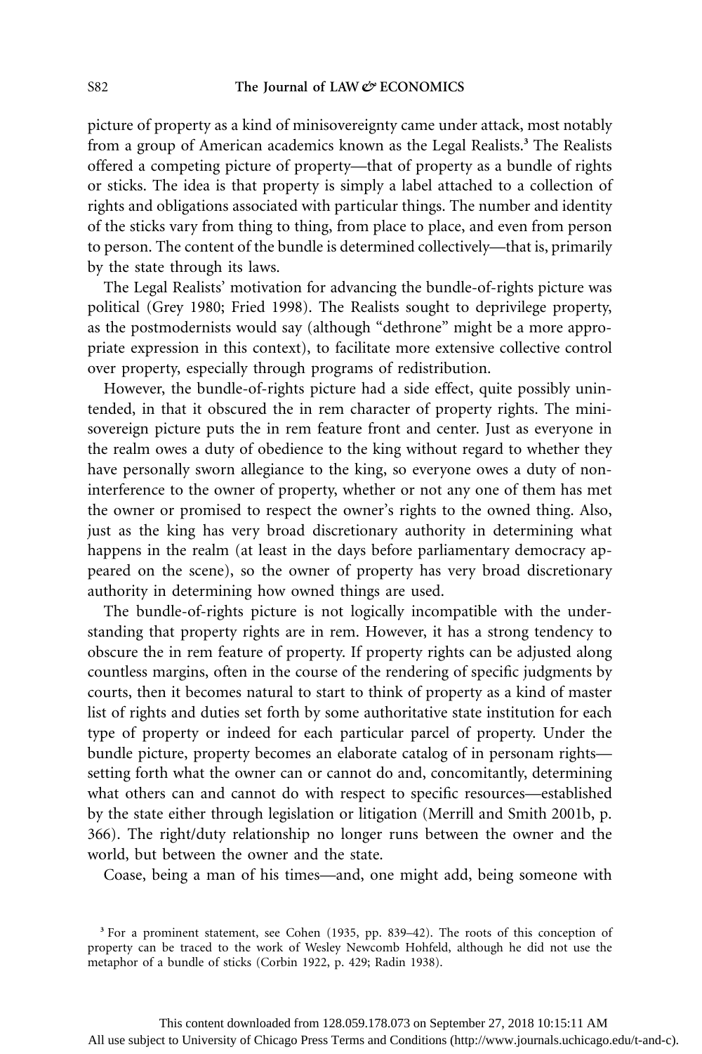picture of property as a kind of minisovereignty came under attack, most notably from a group of American academics known as the Legal Realists.[3] The Realists offered a competing picture of property—that of property as a bundle of rights or sticks. The idea is that property is simply a label attached to a collection of rights and obligations associated with particular things. The number and identity of the sticks vary from thing to thing, from place to place, and even from person to person. The content of the bundle is determined collectively—that is, primarily by the state through its laws.

The Legal Realists' motivation for advancing the bundle-of-rights picture was political (Grey 1980; Fried 1998). The Realists sought to deprivilege property, as the postmodernists would say (although "dethrone" might be a more appropriate expression in this context), to facilitate more extensive collective control over property, especially through programs of redistribution.

However, the bundle-of-rights picture had a side effect, quite possibly unintended, in that it obscured the in rem character of property rights. The minisovereign picture puts the in rem feature front and center. Just as everyone in the realm owes a duty of obedience to the king without regard to whether they have personally sworn allegiance to the king, so everyone owes a duty of noninterference to the owner of property, whether or not any one of them has met the owner or promised to respect the owner's rights to the owned thing. Also, just as the king has very broad discretionary authority in determining what happens in the realm (at least in the days before parliamentary democracy appeared on the scene), so the owner of property has very broad discretionary authority in determining how owned things are used.

The bundle-of-rights picture is not logically incompatible with the understanding that property rights are in rem. However, it has a strong tendency to obscure the in rem feature of property. If property rights can be adjusted along countless margins, often in the course of the rendering of specific judgments by courts, then it becomes natural to start to think of property as a kind of master list of rights and duties set forth by some authoritative state institution for each type of property or indeed for each particular parcel of property. Under the bundle picture, property becomes an elaborate catalog of in personam rights—setting forth what the owner can or cannot do and, concomitantly, determining what others can and cannot do with respect to specific resources—established by the state either through legislation or litigation (Merrill and Smith 2001b, p. 366). The right/duty relationship no longer runs between the owner and the world, but between the owner and the state.

Coase, being a man of his times—and, one might add, being someone with

[3] For a prominent statement, see Cohen (1935, pp. 839–42). The roots of this conception of property can be traced to the work of Wesley Newcomb Hohfeld, although he did not use the metaphor of a bundle of sticks (Corbin 1922, p. 429; Radin 1938).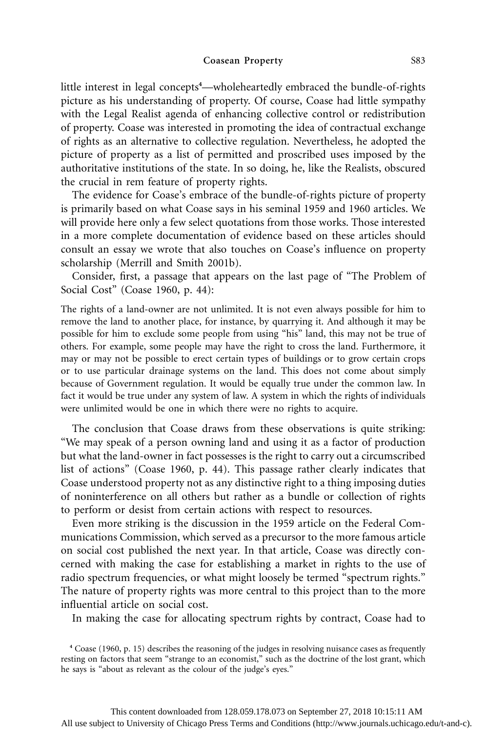little interest in legal concepts[4]—wholeheartedly embraced the bundle-of-rights picture as his understanding of property. Of course, Coase had little sympathy with the Legal Realist agenda of enhancing collective control or redistribution of property. Coase was interested in promoting the idea of contractual exchange of rights as an alternative to collective regulation. Nevertheless, he adopted the picture of property as a list of permitted and proscribed uses imposed by the authoritative institutions of the state. In so doing, he, like the Realists, obscured the crucial in rem feature of property rights.

The evidence for Coase's embrace of the bundle-of-rights picture of property is primarily based on what Coase says in his seminal 1959 and 1960 articles. We will provide here only a few select quotations from those works. Those interested in a more complete documentation of evidence based on these articles should consult an essay we wrote that also touches on Coase's influence on property scholarship (Merrill and Smith 2001b).

Consider, first, a passage that appears on the last page of "The Problem of Social Cost" (Coase 1960, p. 44):

> The rights of a land-owner are not unlimited. It is not even always possible for him to remove the land to another place, for instance, by quarrying it. And although it may be possible for him to exclude some people from using "his" land, this may not be true of others. For example, some people may have the right to cross the land. Furthermore, it may or may not be possible to erect certain types of buildings or to grow certain crops or to use particular drainage systems on the land. This does not come about simply because of Government regulation. It would be equally true under the common law. In fact it would be true under any system of law. A system in which the rights of individuals were unlimited would be one in which there were no rights to acquire.

The conclusion that Coase draws from these observations is quite striking: "We may speak of a person owning land and using it as a factor of production but what the land-owner in fact possesses is the right to carry out a circumscribed list of actions" (Coase 1960, p. 44). This passage rather clearly indicates that Coase understood property not as any distinctive right to a thing imposing duties of noninterference on all others but rather as a bundle or collection of rights to perform or desist from certain actions with respect to resources.

Even more striking is the discussion in the 1959 article on the Federal Communications Commission, which served as a precursor to the more famous article on social cost published the next year. In that article, Coase was directly concerned with making the case for establishing a market in rights to the use of radio spectrum frequencies, or what might loosely be termed "spectrum rights." The nature of property rights was more central to this project than to the more influential article on social cost.

In making the case for allocating spectrum rights by contract, Coase had to

[4] Coase (1960, p. 15) describes the reasoning of the judges in resolving nuisance cases as frequently resting on factors that seem "strange to an economist," such as the doctrine of the lost grant, which he says is "about as relevant as the colour of the judge's eyes."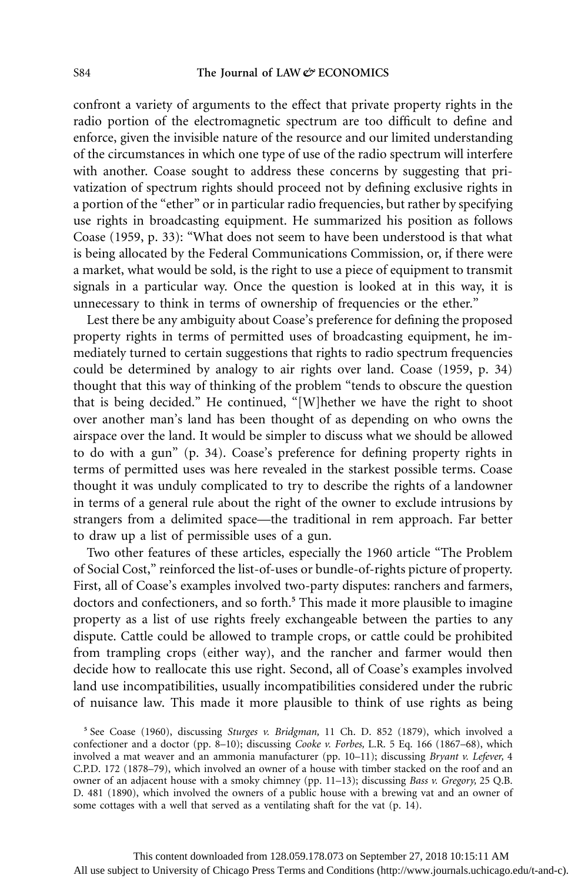confront a variety of arguments to the effect that private property rights in the radio portion of the electromagnetic spectrum are too difficult to define and enforce, given the invisible nature of the resource and our limited understanding of the circumstances in which one type of use of the radio spectrum will interfere with another. Coase sought to address these concerns by suggesting that privatization of spectrum rights should proceed not by defining exclusive rights in a portion of the "ether" or in particular radio frequencies, but rather by specifying use rights in broadcasting equipment. He summarized his position as follows Coase (1959, p. 33): "What does not seem to have been understood is that what is being allocated by the Federal Communications Commission, or, if there were a market, what would be sold, is the right to use a piece of equipment to transmit signals in a particular way. Once the question is looked at in this way, it is unnecessary to think in terms of ownership of frequencies or the ether."

Lest there be any ambiguity about Coase's preference for defining the proposed property rights in terms of permitted uses of broadcasting equipment, he immediately turned to certain suggestions that rights to radio spectrum frequencies could be determined by analogy to air rights over land. Coase (1959, p. 34) thought that this way of thinking of the problem "tends to obscure the question that is being decided." He continued, "[W]hether we have the right to shoot over another man's land has been thought of as depending on who owns the airspace over the land. It would be simpler to discuss what we should be allowed to do with a gun" (p. 34). Coase's preference for defining property rights in terms of permitted uses was here revealed in the starkest possible terms. Coase thought it was unduly complicated to try to describe the rights of a landowner in terms of a general rule about the right of the owner to exclude intrusions by strangers from a delimited space—the traditional in rem approach. Far better to draw up a list of permissible uses of a gun.

Two other features of these articles, especially the 1960 article "The Problem of Social Cost," reinforced the list-of-uses or bundle-of-rights picture of property. First, all of Coase's examples involved two-party disputes: ranchers and farmers, doctors and confectioners, and so forth.[5] This made it more plausible to imagine property as a list of use rights freely exchangeable between the parties to any dispute. Cattle could be allowed to trample crops, or cattle could be prohibited from trampling crops (either way), and the rancher and farmer would then decide how to reallocate this use right. Second, all of Coase's examples involved land use incompatibilities, usually incompatibilities considered under the rubric of nuisance law. This made it more plausible to think of use rights as being

[5] See Coase (1960), discussing *Sturges v. Bridgman,* 11 Ch. D. 852 (1879), which involved a confectioner and a doctor (pp. 8–10); discussing *Cooke v. Forbes,* L.R. 5 Eq. 166 (1867–68), which involved a mat weaver and an ammonia manufacturer (pp. 10–11); discussing *Bryant v. Lefever,* 4 C.P.D. 172 (1878–79), which involved an owner of a house with timber stacked on the roof and an owner of an adjacent house with a smoky chimney (pp. 11–13); discussing *Bass v. Gregory,* 25 Q.B. D. 481 (1890), which involved the owners of a public house with a brewing vat and an owner of some cottages with a well that served as a ventilating shaft for the vat (p. 14).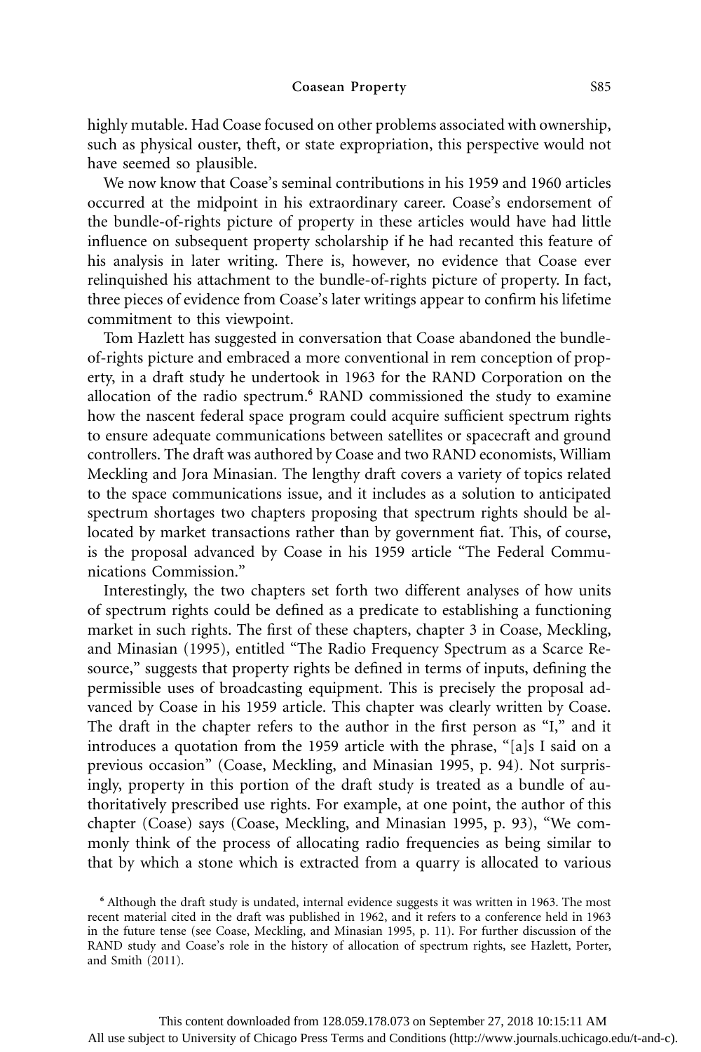highly mutable. Had Coase focused on other problems associated with ownership, such as physical ouster, theft, or state expropriation, this perspective would not have seemed so plausible.

We now know that Coase's seminal contributions in his 1959 and 1960 articles occurred at the midpoint in his extraordinary career. Coase's endorsement of the bundle-of-rights picture of property in these articles would have had little influence on subsequent property scholarship if he had recanted this feature of his analysis in later writing. There is, however, no evidence that Coase ever relinquished his attachment to the bundle-of-rights picture of property. In fact, three pieces of evidence from Coase's later writings appear to confirm his lifetime commitment to this viewpoint.

Tom Hazlett has suggested in conversation that Coase abandoned the bundle-of-rights picture and embraced a more conventional in rem conception of property, in a draft study he undertook in 1963 for the RAND Corporation on the allocation of the radio spectrum.[6] RAND commissioned the study to examine how the nascent federal space program could acquire sufficient spectrum rights to ensure adequate communications between satellites or spacecraft and ground controllers. The draft was authored by Coase and two RAND economists, William Meckling and Jora Minasian. The lengthy draft covers a variety of topics related to the space communications issue, and it includes as a solution to anticipated spectrum shortages two chapters proposing that spectrum rights should be allocated by market transactions rather than by government fiat. This, of course, is the proposal advanced by Coase in his 1959 article "The Federal Communications Commission."

Interestingly, the two chapters set forth two different analyses of how units of spectrum rights could be defined as a predicate to establishing a functioning market in such rights. The first of these chapters, chapter 3 in Coase, Meckling, and Minasian (1995), entitled "The Radio Frequency Spectrum as a Scarce Resource," suggests that property rights be defined in terms of inputs, defining the permissible uses of broadcasting equipment. This is precisely the proposal advanced by Coase in his 1959 article. This chapter was clearly written by Coase. The draft in the chapter refers to the author in the first person as "I," and it introduces a quotation from the 1959 article with the phrase, "[a]s I said on a previous occasion" (Coase, Meckling, and Minasian 1995, p. 94). Not surprisingly, property in this portion of the draft study is treated as a bundle of authoritatively prescribed use rights. For example, at one point, the author of this chapter (Coase) says (Coase, Meckling, and Minasian 1995, p. 93), "We commonly think of the process of allocating radio frequencies as being similar to that by which a stone which is extracted from a quarry is allocated to various

[6] Although the draft study is undated, internal evidence suggests it was written in 1963. The most recent material cited in the draft was published in 1962, and it refers to a conference held in 1963 in the future tense (see Coase, Meckling, and Minasian 1995, p. 11). For further discussion of the RAND study and Coase's role in the history of allocation of spectrum rights, see Hazlett, Porter, and Smith (2011).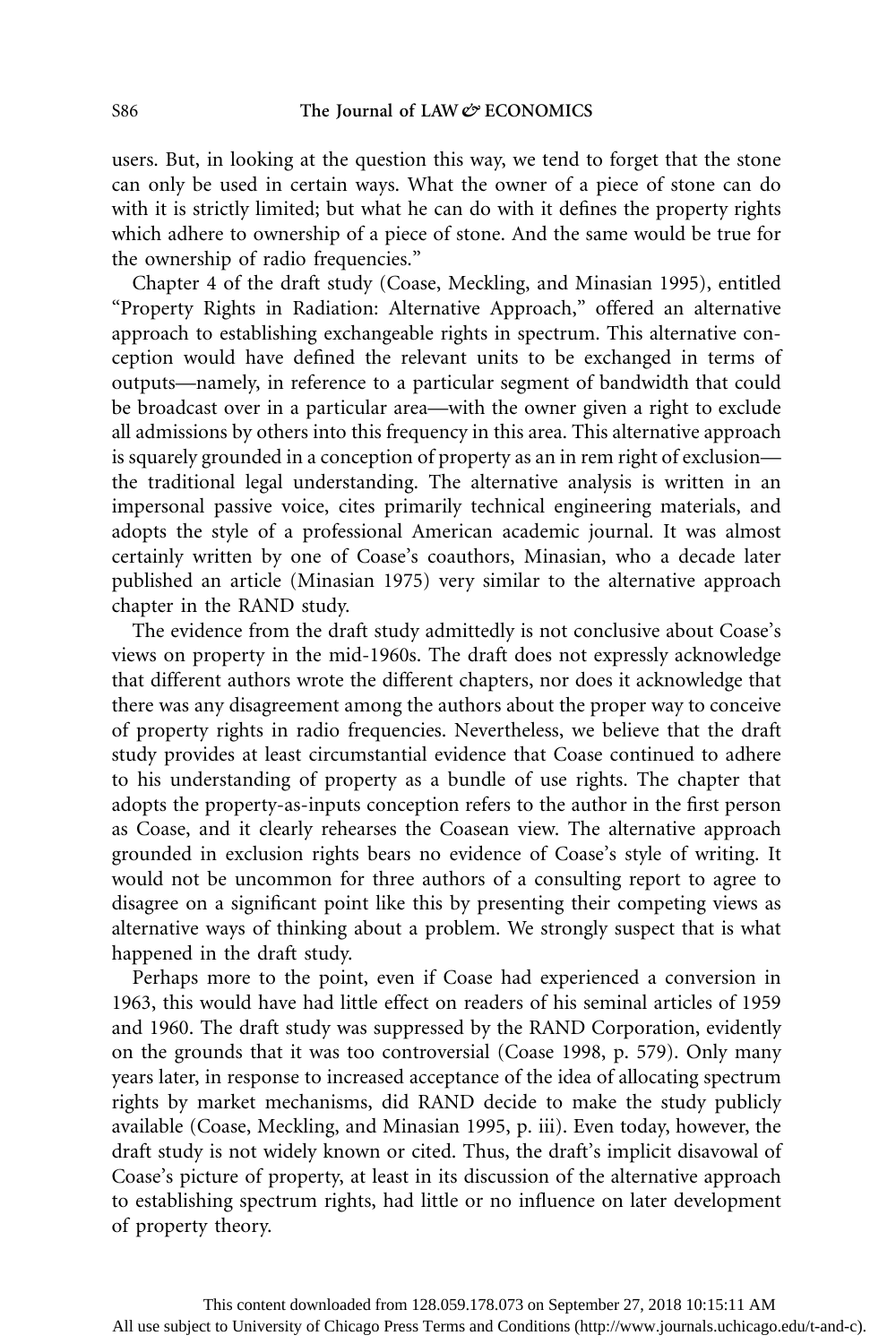users. But, in looking at the question this way, we tend to forget that the stone can only be used in certain ways. What the owner of a piece of stone can do with it is strictly limited; but what he can do with it defines the property rights which adhere to ownership of a piece of stone. And the same would be true for the ownership of radio frequencies."

Chapter 4 of the draft study (Coase, Meckling, and Minasian 1995), entitled "Property Rights in Radiation: Alternative Approach," offered an alternative approach to establishing exchangeable rights in spectrum. This alternative conception would have defined the relevant units to be exchanged in terms of outputs—namely, in reference to a particular segment of bandwidth that could be broadcast over in a particular area—with the owner given a right to exclude all admissions by others into this frequency in this area. This alternative approach is squarely grounded in a conception of property as an in rem right of exclusion—the traditional legal understanding. The alternative analysis is written in an impersonal passive voice, cites primarily technical engineering materials, and adopts the style of a professional American academic journal. It was almost certainly written by one of Coase's coauthors, Minasian, who a decade later published an article (Minasian 1975) very similar to the alternative approach chapter in the RAND study.

The evidence from the draft study admittedly is not conclusive about Coase's views on property in the mid-1960s. The draft does not expressly acknowledge that different authors wrote the different chapters, nor does it acknowledge that there was any disagreement among the authors about the proper way to conceive of property rights in radio frequencies. Nevertheless, we believe that the draft study provides at least circumstantial evidence that Coase continued to adhere to his understanding of property as a bundle of use rights. The chapter that adopts the property-as-inputs conception refers to the author in the first person as Coase, and it clearly rehearses the Coasean view. The alternative approach grounded in exclusion rights bears no evidence of Coase's style of writing. It would not be uncommon for three authors of a consulting report to agree to disagree on a significant point like this by presenting their competing views as alternative ways of thinking about a problem. We strongly suspect that is what happened in the draft study.

Perhaps more to the point, even if Coase had experienced a conversion in 1963, this would have had little effect on readers of his seminal articles of 1959 and 1960. The draft study was suppressed by the RAND Corporation, evidently on the grounds that it was too controversial (Coase 1998, p. 579). Only many years later, in response to increased acceptance of the idea of allocating spectrum rights by market mechanisms, did RAND decide to make the study publicly available (Coase, Meckling, and Minasian 1995, p. iii). Even today, however, the draft study is not widely known or cited. Thus, the draft's implicit disavowal of Coase's picture of property, at least in its discussion of the alternative approach to establishing spectrum rights, had little or no influence on later development of property theory.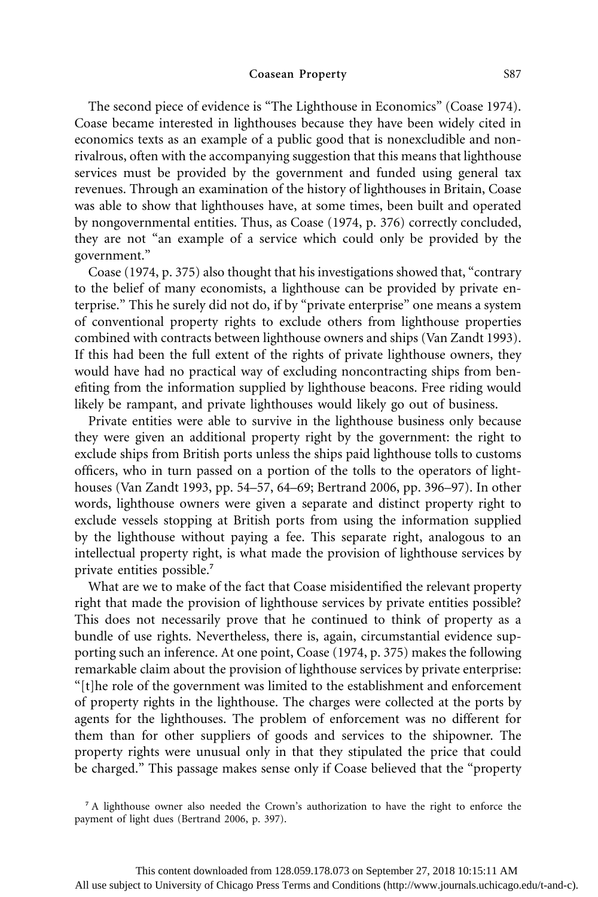The second piece of evidence is "The Lighthouse in Economics" (Coase 1974). Coase became interested in lighthouses because they have been widely cited in economics texts as an example of a public good that is nonexcludible and nonrivalrous, often with the accompanying suggestion that this means that lighthouse services must be provided by the government and funded using general tax revenues. Through an examination of the history of lighthouses in Britain, Coase was able to show that lighthouses have, at some times, been built and operated by nongovernmental entities. Thus, as Coase (1974, p. 376) correctly concluded, they are not "an example of a service which could only be provided by the government."

Coase (1974, p. 375) also thought that his investigations showed that, "contrary to the belief of many economists, a lighthouse can be provided by private enterprise." This he surely did not do, if by "private enterprise" one means a system of conventional property rights to exclude others from lighthouse properties combined with contracts between lighthouse owners and ships (Van Zandt 1993). If this had been the full extent of the rights of private lighthouse owners, they would have had no practical way of excluding noncontracting ships from benefiting from the information supplied by lighthouse beacons. Free riding would likely be rampant, and private lighthouses would likely go out of business.

Private entities were able to survive in the lighthouse business only because they were given an additional property right by the government: the right to exclude ships from British ports unless the ships paid lighthouse tolls to customs officers, who in turn passed on a portion of the tolls to the operators of lighthouses (Van Zandt 1993, pp. 54–57, 64–69; Bertrand 2006, pp. 396–97). In other words, lighthouse owners were given a separate and distinct property right to exclude vessels stopping at British ports from using the information supplied by the lighthouse without paying a fee. This separate right, analogous to an intellectual property right, is what made the provision of lighthouse services by private entities possible.[7]

What are we to make of the fact that Coase misidentified the relevant property right that made the provision of lighthouse services by private entities possible? This does not necessarily prove that he continued to think of property as a bundle of use rights. Nevertheless, there is, again, circumstantial evidence supporting such an inference. At one point, Coase (1974, p. 375) makes the following remarkable claim about the provision of lighthouse services by private enterprise: "[t]he role of the government was limited to the establishment and enforcement of property rights in the lighthouse. The charges were collected at the ports by agents for the lighthouses. The problem of enforcement was no different for them than for other suppliers of goods and services to the shipowner. The property rights were unusual only in that they stipulated the price that could be charged." This passage makes sense only if Coase believed that the "property

[7] A lighthouse owner also needed the Crown's authorization to have the right to enforce the payment of light dues (Bertrand 2006, p. 397).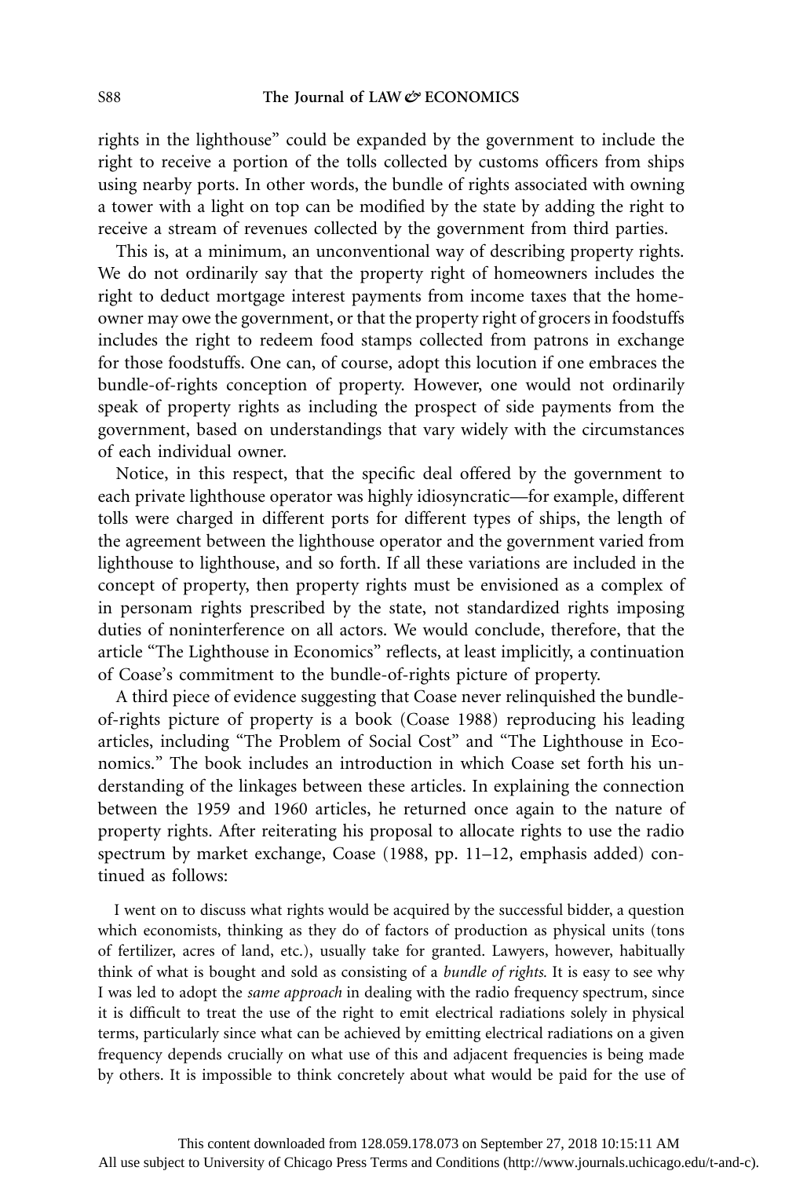rights in the lighthouse" could be expanded by the government to include the right to receive a portion of the tolls collected by customs officers from ships using nearby ports. In other words, the bundle of rights associated with owning a tower with a light on top can be modified by the state by adding the right to receive a stream of revenues collected by the government from third parties.

This is, at a minimum, an unconventional way of describing property rights. We do not ordinarily say that the property right of homeowners includes the right to deduct mortgage interest payments from income taxes that the homeowner may owe the government, or that the property right of grocers in foodstuffs includes the right to redeem food stamps collected from patrons in exchange for those foodstuffs. One can, of course, adopt this locution if one embraces the bundle-of-rights conception of property. However, one would not ordinarily speak of property rights as including the prospect of side payments from the government, based on understandings that vary widely with the circumstances of each individual owner.

Notice, in this respect, that the specific deal offered by the government to each private lighthouse operator was highly idiosyncratic—for example, different tolls were charged in different ports for different types of ships, the length of the agreement between the lighthouse operator and the government varied from lighthouse to lighthouse, and so forth. If all these variations are included in the concept of property, then property rights must be envisioned as a complex of in personam rights prescribed by the state, not standardized rights imposing duties of noninterference on all actors. We would conclude, therefore, that the article "The Lighthouse in Economics" reflects, at least implicitly, a continuation of Coase's commitment to the bundle-of-rights picture of property.

A third piece of evidence suggesting that Coase never relinquished the bundle-of-rights picture of property is a book (Coase 1988) reproducing his leading articles, including "The Problem of Social Cost" and "The Lighthouse in Economics." The book includes an introduction in which Coase set forth his understanding of the linkages between these articles. In explaining the connection between the 1959 and 1960 articles, he returned once again to the nature of property rights. After reiterating his proposal to allocate rights to use the radio spectrum by market exchange, Coase (1988, pp. 11–12, emphasis added) continued as follows:

> I went on to discuss what rights would be acquired by the successful bidder, a question which economists, thinking as they do of factors of production as physical units (tons of fertilizer, acres of land, etc.), usually take for granted. Lawyers, however, habitually think of what is bought and sold as consisting of a *bundle of rights*. It is easy to see why I was led to adopt the *same approach* in dealing with the radio frequency spectrum, since it is difficult to treat the use of the right to emit electrical radiations solely in physical terms, particularly since what can be achieved by emitting electrical radiations on a given frequency depends crucially on what use of this and adjacent frequencies is being made by others. It is impossible to think concretely about what would be paid for the use of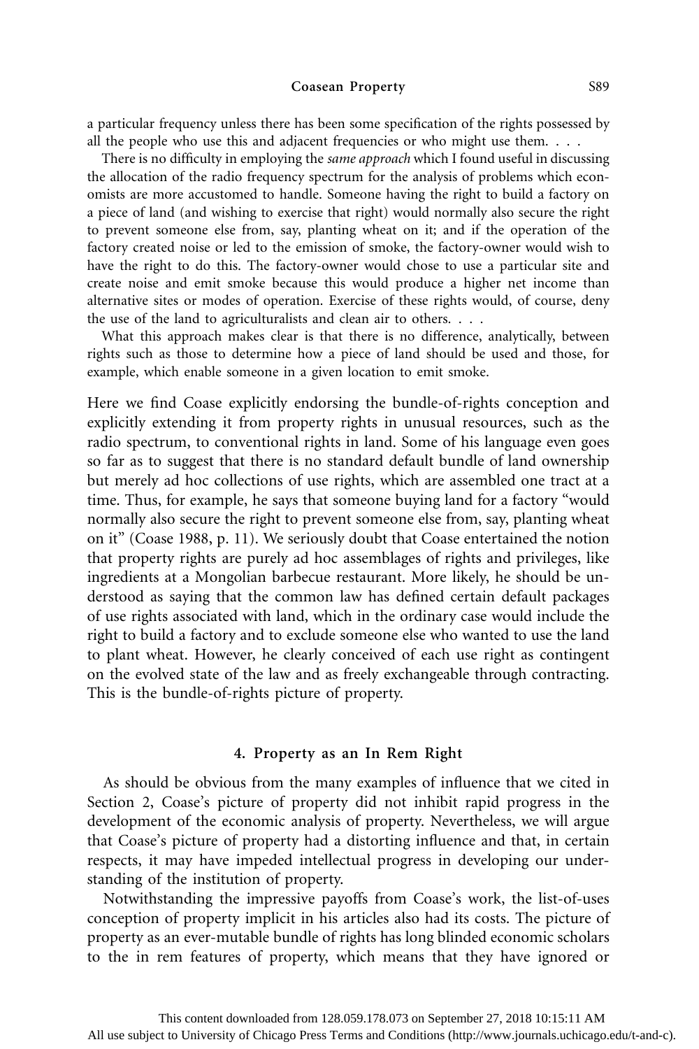a particular frequency unless there has been some specification of the rights possessed by all the people who use this and adjacent frequencies or who might use them. . . .

There is no difficulty in employing the *same approach* which I found useful in discussing the allocation of the radio frequency spectrum for the analysis of problems which economists are more accustomed to handle. Someone having the right to build a factory on a piece of land (and wishing to exercise that right) would normally also secure the right to prevent someone else from, say, planting wheat on it; and if the operation of the factory created noise or led to the emission of smoke, the factory-owner would wish to have the right to do this. The factory-owner would chose to use a particular site and create noise and emit smoke because this would produce a higher net income than alternative sites or modes of operation. Exercise of these rights would, of course, deny the use of the land to agriculturalists and clean air to others. . . .

What this approach makes clear is that there is no difference, analytically, between rights such as those to determine how a piece of land should be used and those, for example, which enable someone in a given location to emit smoke.

Here we find Coase explicitly endorsing the bundle-of-rights conception and explicitly extending it from property rights in unusual resources, such as the radio spectrum, to conventional rights in land. Some of his language even goes so far as to suggest that there is no standard default bundle of land ownership but merely ad hoc collections of use rights, which are assembled one tract at a time. Thus, for example, he says that someone buying land for a factory "would normally also secure the right to prevent someone else from, say, planting wheat on it" (Coase 1988, p. 11). We seriously doubt that Coase entertained the notion that property rights are purely ad hoc assemblages of rights and privileges, like ingredients at a Mongolian barbecue restaurant. More likely, he should be understood as saying that the common law has defined certain default packages of use rights associated with land, which in the ordinary case would include the right to build a factory and to exclude someone else who wanted to use the land to plant wheat. However, he clearly conceived of each use right as contingent on the evolved state of the law and as freely exchangeable through contracting. This is the bundle-of-rights picture of property.

## 4. Property as an In Rem Right

As should be obvious from the many examples of influence that we cited in Section 2, Coase's picture of property did not inhibit rapid progress in the development of the economic analysis of property. Nevertheless, we will argue that Coase's picture of property had a distorting influence and that, in certain respects, it may have impeded intellectual progress in developing our understanding of the institution of property.

Notwithstanding the impressive payoffs from Coase's work, the list-of-uses conception of property implicit in his articles also had its costs. The picture of property as an ever-mutable bundle of rights has long blinded economic scholars to the in rem features of property, which means that they have ignored or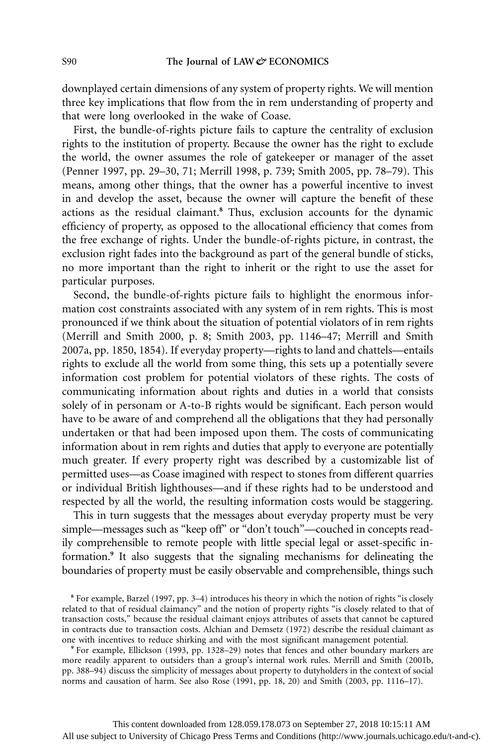downplayed certain dimensions of any system of property rights. We will mention three key implications that flow from the in rem understanding of property and that were long overlooked in the wake of Coase.

First, the bundle-of-rights picture fails to capture the centrality of exclusion rights to the institution of property. Because the owner has the right to exclude the world, the owner assumes the role of gatekeeper or manager of the asset (Penner 1997, pp. 29–30, 71; Merrill 1998, p. 739; Smith 2005, pp. 78–79). This means, among other things, that the owner has a powerful incentive to invest in and develop the asset, because the owner will capture the benefit of these actions as the residual claimant.[8] Thus, exclusion accounts for the dynamic efficiency of property, as opposed to the allocational efficiency that comes from the free exchange of rights. Under the bundle-of-rights picture, in contrast, the exclusion right fades into the background as part of the general bundle of sticks, no more important than the right to inherit or the right to use the asset for particular purposes.

Second, the bundle-of-rights picture fails to highlight the enormous information cost constraints associated with any system of in rem rights. This is most pronounced if we think about the situation of potential violators of in rem rights (Merrill and Smith 2000, p. 8; Smith 2003, pp. 1146–47; Merrill and Smith 2007a, pp. 1850, 1854). If everyday property—rights to land and chattels—entails rights to exclude all the world from some thing, this sets up a potentially severe information cost problem for potential violators of these rights. The costs of communicating information about rights and duties in a world that consists solely of in personam or A-to-B rights would be significant. Each person would have to be aware of and comprehend all the obligations that they had personally undertaken or that had been imposed upon them. The costs of communicating information about in rem rights and duties that apply to everyone are potentially much greater. If every property right was described by a customizable list of permitted uses—as Coase imagined with respect to stones from different quarries or individual British lighthouses—and if these rights had to be understood and respected by all the world, the resulting information costs would be staggering.

This in turn suggests that the messages about everyday property must be very simple—messages such as "keep off" or "don't touch"—couched in concepts readily comprehensible to remote people with little special legal or asset-specific information.[9] It also suggests that the signaling mechanisms for delineating the boundaries of property must be easily observable and comprehensible, things such

[8] For example, Barzel (1997, pp. 3–4) introduces his theory in which the notion of rights "is closely related to that of residual claimancy" and the notion of property rights "is closely related to that of transaction costs," because the residual claimant enjoys attributes of assets that cannot be captured in contracts due to transaction costs. Alchian and Demsetz (1972) describe the residual claimant as one with incentives to reduce shirking and with the most significant management potential.

[9] For example, Ellickson (1993, pp. 1328–29) notes that fences and other boundary markers are more readily apparent to outsiders than a group's internal work rules. Merrill and Smith (2001b, pp. 388–94) discuss the simplicity of messages about property to dutyholders in the context of social norms and causation of harm. See also Rose (1991, pp. 18, 20) and Smith (2003, pp. 1116–17).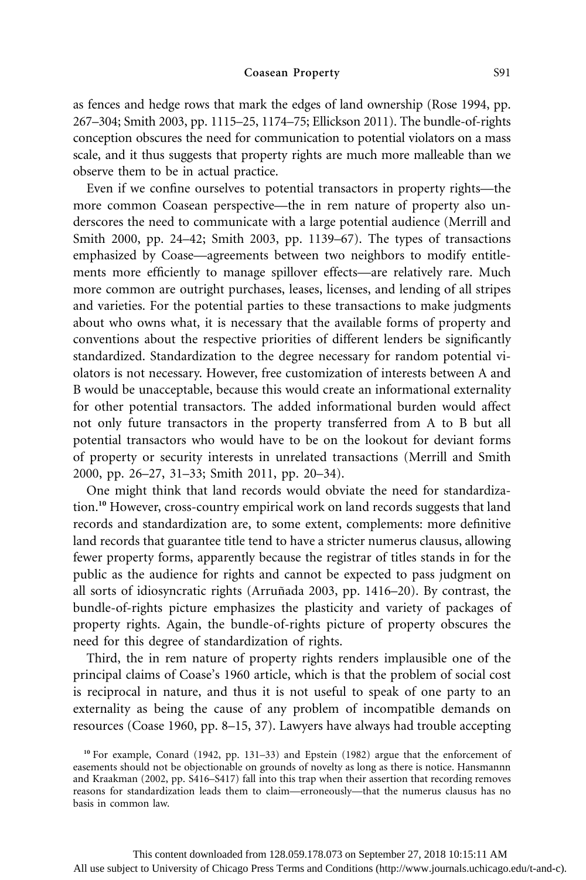as fences and hedge rows that mark the edges of land ownership (Rose 1994, pp. 267–304; Smith 2003, pp. 1115–25, 1174–75; Ellickson 2011). The bundle-of-rights conception obscures the need for communication to potential violators on a mass scale, and it thus suggests that property rights are much more malleable than we observe them to be in actual practice.

Even if we confine ourselves to potential transactors in property rights—the more common Coasean perspective—the in rem nature of property also underscores the need to communicate with a large potential audience (Merrill and Smith 2000, pp. 24–42; Smith 2003, pp. 1139–67). The types of transactions emphasized by Coase—agreements between two neighbors to modify entitlements more efficiently to manage spillover effects—are relatively rare. Much more common are outright purchases, leases, licenses, and lending of all stripes and varieties. For the potential parties to these transactions to make judgments about who owns what, it is necessary that the available forms of property and conventions about the respective priorities of different lenders be significantly standardized. Standardization to the degree necessary for random potential violators is not necessary. However, free customization of interests between A and B would be unacceptable, because this would create an informational externality for other potential transactors. The added informational burden would affect not only future transactors in the property transferred from A to B but all potential transactors who would have to be on the lookout for deviant forms of property or security interests in unrelated transactions (Merrill and Smith 2000, pp. 26–27, 31–33; Smith 2011, pp. 20–34).

One might think that land records would obviate the need for standardization.[10] However, cross-country empirical work on land records suggests that land records and standardization are, to some extent, complements: more definitive land records that guarantee title tend to have a stricter numerus clausus, allowing fewer property forms, apparently because the registrar of titles stands in for the public as the audience for rights and cannot be expected to pass judgment on all sorts of idiosyncratic rights (Arruñada 2003, pp. 1416–20). By contrast, the bundle-of-rights picture emphasizes the plasticity and variety of packages of property rights. Again, the bundle-of-rights picture of property obscures the need for this degree of standardization of rights.

Third, the in rem nature of property rights renders implausible one of the principal claims of Coase's 1960 article, which is that the problem of social cost is reciprocal in nature, and thus it is not useful to speak of one party to an externality as being the cause of any problem of incompatible demands on resources (Coase 1960, pp. 8–15, 37). Lawyers have always had trouble accepting

[10] For example, Conard (1942, pp. 131–33) and Epstein (1982) argue that the enforcement of easements should not be objectionable on grounds of novelty as long as there is notice. Hansmannn and Kraakman (2002, pp. S416–S417) fall into this trap when their assertion that recording removes reasons for standardization leads them to claim—erroneously—that the numerus clausus has no basis in common law.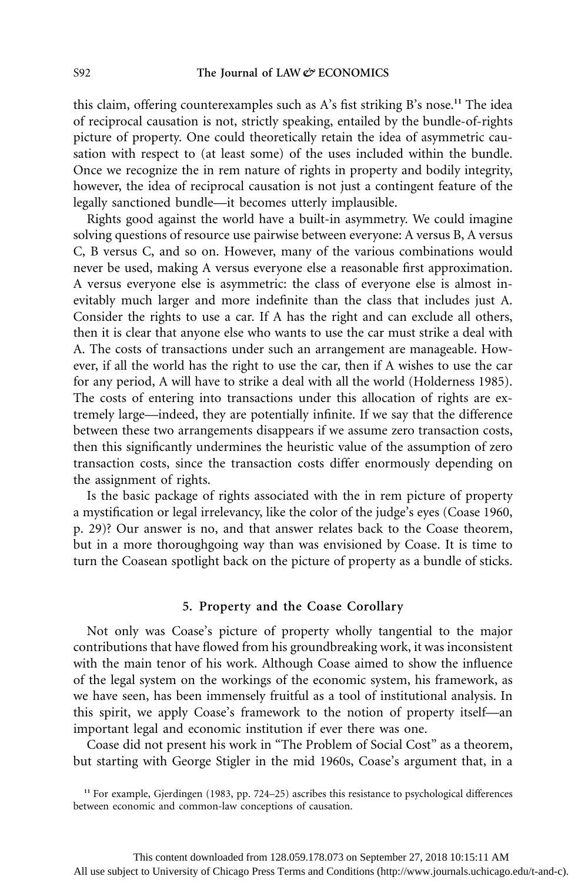this claim, offering counterexamples such as A's fist striking B's nose.[11] The idea of reciprocal causation is not, strictly speaking, entailed by the bundle-of-rights picture of property. One could theoretically retain the idea of asymmetric causation with respect to (at least some) of the uses included within the bundle. Once we recognize the in rem nature of rights in property and bodily integrity, however, the idea of reciprocal causation is not just a contingent feature of the legally sanctioned bundle—it becomes utterly implausible.

Rights good against the world have a built-in asymmetry. We could imagine solving questions of resource use pairwise between everyone: A versus B, A versus C, B versus C, and so on. However, many of the various combinations would never be used, making A versus everyone else a reasonable first approximation. A versus everyone else is asymmetric: the class of everyone else is almost inevitably much larger and more indefinite than the class that includes just A. Consider the rights to use a car. If A has the right and can exclude all others, then it is clear that anyone else who wants to use the car must strike a deal with A. The costs of transactions under such an arrangement are manageable. However, if all the world has the right to use the car, then if A wishes to use the car for any period, A will have to strike a deal with all the world (Holderness 1985). The costs of entering into transactions under this allocation of rights are extremely large—indeed, they are potentially infinite. If we say that the difference between these two arrangements disappears if we assume zero transaction costs, then this significantly undermines the heuristic value of the assumption of zero transaction costs, since the transaction costs differ enormously depending on the assignment of rights.

Is the basic package of rights associated with the in rem picture of property a mystification or legal irrelevancy, like the color of the judge's eyes (Coase 1960, p. 29)? Our answer is no, and that answer relates back to the Coase theorem, but in a more thoroughgoing way than was envisioned by Coase. It is time to turn the Coasean spotlight back on the picture of property as a bundle of sticks.

## 5. Property and the Coase Corollary

Not only was Coase's picture of property wholly tangential to the major contributions that have flowed from his groundbreaking work, it was inconsistent with the main tenor of his work. Although Coase aimed to show the influence of the legal system on the workings of the economic system, his framework, as we have seen, has been immensely fruitful as a tool of institutional analysis. In this spirit, we apply Coase's framework to the notion of property itself—an important legal and economic institution if ever there was one.

Coase did not present his work in "The Problem of Social Cost" as a theorem, but starting with George Stigler in the mid 1960s, Coase's argument that, in a

[11] For example, Gjerdingen (1983, pp. 724–25) ascribes this resistance to psychological differences between economic and common-law conceptions of causation.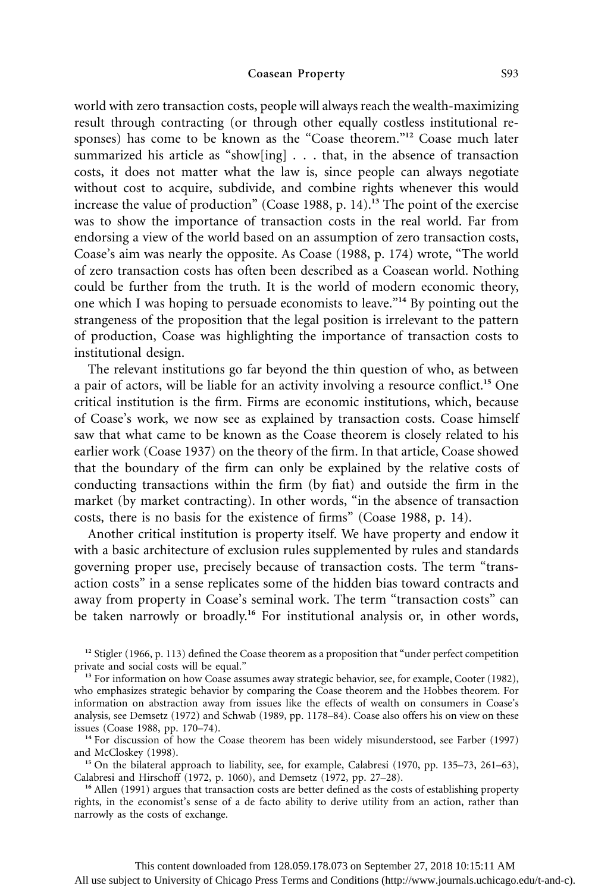world with zero transaction costs, people will always reach the wealth-maximizing result through contracting (or through other equally costless institutional responses) has come to be known as the "Coase theorem."[12] Coase much later summarized his article as "show[ing] . . . that, in the absence of transaction costs, it does not matter what the law is, since people can always negotiate without cost to acquire, subdivide, and combine rights whenever this would increase the value of production" (Coase 1988, p. 14).[13] The point of the exercise was to show the importance of transaction costs in the real world. Far from endorsing a view of the world based on an assumption of zero transaction costs, Coase's aim was nearly the opposite. As Coase (1988, p. 174) wrote, "The world of zero transaction costs has often been described as a Coasean world. Nothing could be further from the truth. It is the world of modern economic theory, one which I was hoping to persuade economists to leave."[14] By pointing out the strangeness of the proposition that the legal position is irrelevant to the pattern of production, Coase was highlighting the importance of transaction costs to institutional design.

The relevant institutions go far beyond the thin question of who, as between a pair of actors, will be liable for an activity involving a resource conflict.[15] One critical institution is the firm. Firms are economic institutions, which, because of Coase's work, we now see as explained by transaction costs. Coase himself saw that what came to be known as the Coase theorem is closely related to his earlier work (Coase 1937) on the theory of the firm. In that article, Coase showed that the boundary of the firm can only be explained by the relative costs of conducting transactions within the firm (by fiat) and outside the firm in the market (by market contracting). In other words, "in the absence of transaction costs, there is no basis for the existence of firms" (Coase 1988, p. 14).

Another critical institution is property itself. We have property and endow it with a basic architecture of exclusion rules supplemented by rules and standards governing proper use, precisely because of transaction costs. The term "transaction costs" in a sense replicates some of the hidden bias toward contracts and away from property in Coase's seminal work. The term "transaction costs" can be taken narrowly or broadly.[16] For institutional analysis or, in other words,

[12] Stigler (1966, p. 113) defined the Coase theorem as a proposition that "under perfect competition private and social costs will be equal."

[13] For information on how Coase assumes away strategic behavior, see, for example, Cooter (1982), who emphasizes strategic behavior by comparing the Coase theorem and the Hobbes theorem. For information on abstraction away from issues like the effects of wealth on consumers in Coase's analysis, see Demsetz (1972) and Schwab (1989, pp. 1178–84). Coase also offers his on view on these issues (Coase 1988, pp. 170–74).

[14] For discussion of how the Coase theorem has been widely misunderstood, see Farber (1997) and McCloskey (1998).

[15] On the bilateral approach to liability, see, for example, Calabresi (1970, pp. 135–73, 261–63), Calabresi and Hirschoff (1972, p. 1060), and Demsetz (1972, pp. 27–28).

[16] Allen (1991) argues that transaction costs are better defined as the costs of establishing property rights, in the economist's sense of a de facto ability to derive utility from an action, rather than narrowly as the costs of exchange.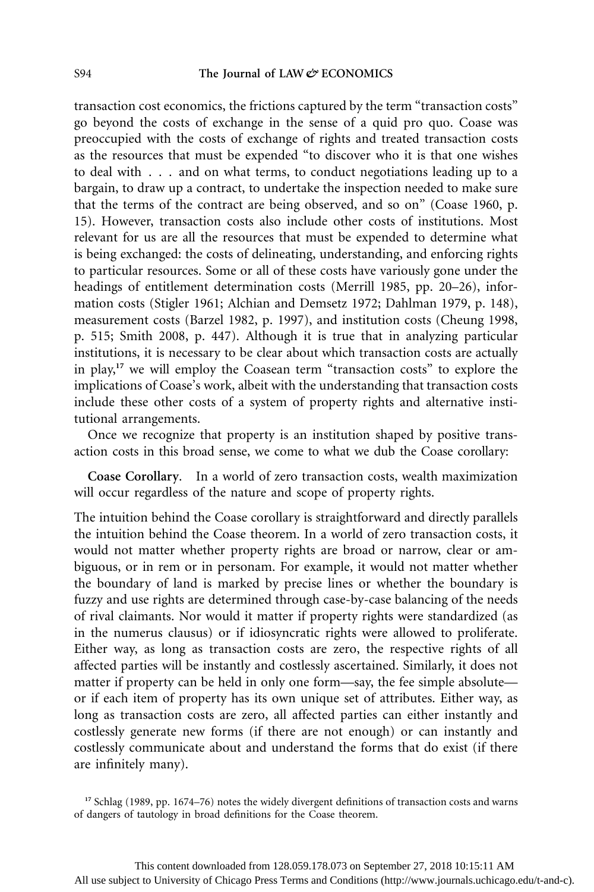transaction cost economics, the frictions captured by the term "transaction costs" go beyond the costs of exchange in the sense of a quid pro quo. Coase was preoccupied with the costs of exchange of rights and treated transaction costs as the resources that must be expended "to discover who it is that one wishes to deal with . . . and on what terms, to conduct negotiations leading up to a bargain, to draw up a contract, to undertake the inspection needed to make sure that the terms of the contract are being observed, and so on" (Coase 1960, p. 15). However, transaction costs also include other costs of institutions. Most relevant for us are all the resources that must be expended to determine what is being exchanged: the costs of delineating, understanding, and enforcing rights to particular resources. Some or all of these costs have variously gone under the headings of entitlement determination costs (Merrill 1985, pp. 20–26), information costs (Stigler 1961; Alchian and Demsetz 1972; Dahlman 1979, p. 148), measurement costs (Barzel 1982, p. 1997), and institution costs (Cheung 1998, p. 515; Smith 2008, p. 447). Although it is true that in analyzing particular institutions, it is necessary to be clear about which transaction costs are actually in play,[17] we will employ the Coasean term "transaction costs" to explore the implications of Coase's work, albeit with the understanding that transaction costs include these other costs of a system of property rights and alternative institutional arrangements.

Once we recognize that property is an institution shaped by positive transaction costs in this broad sense, we come to what we dub the Coase corollary:

**Coase Corollary**. In a world of zero transaction costs, wealth maximization will occur regardless of the nature and scope of property rights.

The intuition behind the Coase corollary is straightforward and directly parallels the intuition behind the Coase theorem. In a world of zero transaction costs, it would not matter whether property rights are broad or narrow, clear or ambiguous, or in rem or in personam. For example, it would not matter whether the boundary of land is marked by precise lines or whether the boundary is fuzzy and use rights are determined through case-by-case balancing of the needs of rival claimants. Nor would it matter if property rights were standardized (as in the numerus clausus) or if idiosyncratic rights were allowed to proliferate. Either way, as long as transaction costs are zero, the respective rights of all affected parties will be instantly and costlessly ascertained. Similarly, it does not matter if property can be held in only one form—say, the fee simple absolute—or if each item of property has its own unique set of attributes. Either way, as long as transaction costs are zero, all affected parties can either instantly and costlessly generate new forms (if there are not enough) or can instantly and costlessly communicate about and understand the forms that do exist (if there are infinitely many).

[17] Schlag (1989, pp. 1674–76) notes the widely divergent definitions of transaction costs and warns of dangers of tautology in broad definitions for the Coase theorem.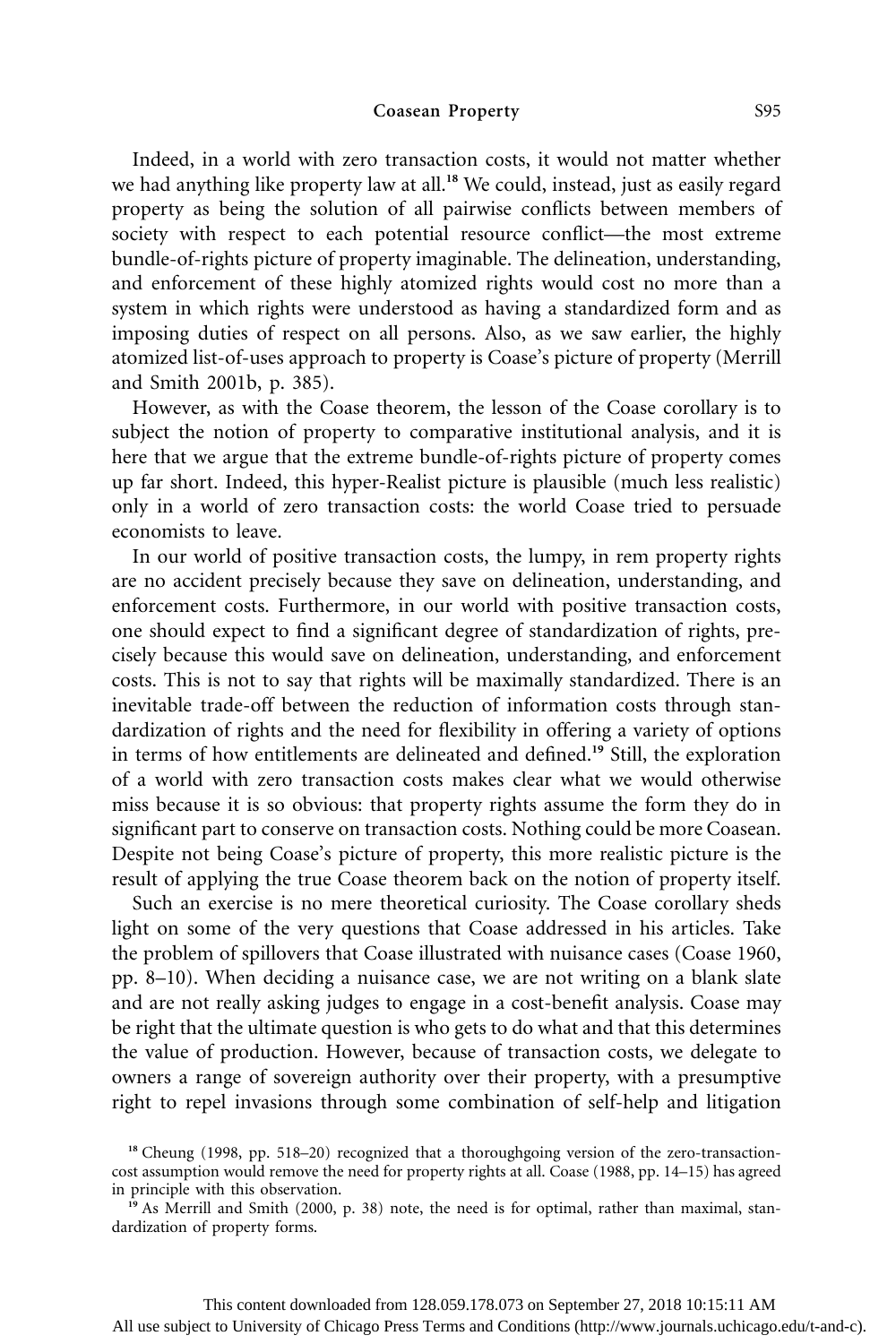Indeed, in a world with zero transaction costs, it would not matter whether we had anything like property law at all.[18] We could, instead, just as easily regard property as being the solution of all pairwise conflicts between members of society with respect to each potential resource conflict—the most extreme bundle-of-rights picture of property imaginable. The delineation, understanding, and enforcement of these highly atomized rights would cost no more than a system in which rights were understood as having a standardized form and as imposing duties of respect on all persons. Also, as we saw earlier, the highly atomized list-of-uses approach to property is Coase's picture of property (Merrill and Smith 2001b, p. 385).

However, as with the Coase theorem, the lesson of the Coase corollary is to subject the notion of property to comparative institutional analysis, and it is here that we argue that the extreme bundle-of-rights picture of property comes up far short. Indeed, this hyper-Realist picture is plausible (much less realistic) only in a world of zero transaction costs: the world Coase tried to persuade economists to leave.

In our world of positive transaction costs, the lumpy, in rem property rights are no accident precisely because they save on delineation, understanding, and enforcement costs. Furthermore, in our world with positive transaction costs, one should expect to find a significant degree of standardization of rights, precisely because this would save on delineation, understanding, and enforcement costs. This is not to say that rights will be maximally standardized. There is an inevitable trade-off between the reduction of information costs through standardization of rights and the need for flexibility in offering a variety of options in terms of how entitlements are delineated and defined.[19] Still, the exploration of a world with zero transaction costs makes clear what we would otherwise miss because it is so obvious: that property rights assume the form they do in significant part to conserve on transaction costs. Nothing could be more Coasean. Despite not being Coase's picture of property, this more realistic picture is the result of applying the true Coase theorem back on the notion of property itself.

Such an exercise is no mere theoretical curiosity. The Coase corollary sheds light on some of the very questions that Coase addressed in his articles. Take the problem of spillovers that Coase illustrated with nuisance cases (Coase 1960, pp. 8–10). When deciding a nuisance case, we are not writing on a blank slate and are not really asking judges to engage in a cost-benefit analysis. Coase may be right that the ultimate question is who gets to do what and that this determines the value of production. However, because of transaction costs, we delegate to owners a range of sovereign authority over their property, with a presumptive right to repel invasions through some combination of self-help and litigation

[18] Cheung (1998, pp. 518–20) recognized that a thoroughgoing version of the zero-transaction-cost assumption would remove the need for property rights at all. Coase (1988, pp. 14–15) has agreed in principle with this observation.

[19] As Merrill and Smith (2000, p. 38) note, the need is for optimal, rather than maximal, standardization of property forms.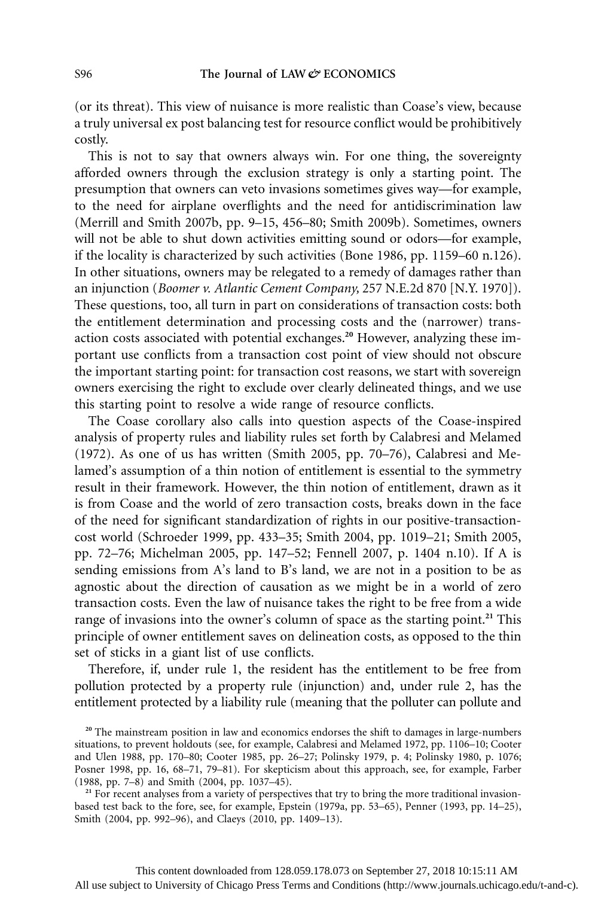(or its threat). This view of nuisance is more realistic than Coase's view, because a truly universal ex post balancing test for resource conflict would be prohibitively costly.

This is not to say that owners always win. For one thing, the sovereignty afforded owners through the exclusion strategy is only a starting point. The presumption that owners can veto invasions sometimes gives way—for example, to the need for airplane overflights and the need for antidiscrimination law (Merrill and Smith 2007b, pp. 9–15, 456–80; Smith 2009b). Sometimes, owners will not be able to shut down activities emitting sound or odors—for example, if the locality is characterized by such activities (Bone 1986, pp. 1159–60 n.126). In other situations, owners may be relegated to a remedy of damages rather than an injunction (*Boomer v. Atlantic Cement Company,* 257 N.E.2d 870 [N.Y. 1970]). These questions, too, all turn in part on considerations of transaction costs: both the entitlement determination and processing costs and the (narrower) transaction costs associated with potential exchanges.[20] However, analyzing these important use conflicts from a transaction cost point of view should not obscure the important starting point: for transaction cost reasons, we start with sovereign owners exercising the right to exclude over clearly delineated things, and we use this starting point to resolve a wide range of resource conflicts.

The Coase corollary also calls into question aspects of the Coase-inspired analysis of property rules and liability rules set forth by Calabresi and Melamed (1972). As one of us has written (Smith 2005, pp. 70–76), Calabresi and Melamed's assumption of a thin notion of entitlement is essential to the symmetry result in their framework. However, the thin notion of entitlement, drawn as it is from Coase and the world of zero transaction costs, breaks down in the face of the need for significant standardization of rights in our positive-transaction-cost world (Schroeder 1999, pp. 433–35; Smith 2004, pp. 1019–21; Smith 2005, pp. 72–76; Michelman 2005, pp. 147–52; Fennell 2007, p. 1404 n.10). If A is sending emissions from A's land to B's land, we are not in a position to be as agnostic about the direction of causation as we might be in a world of zero transaction costs. Even the law of nuisance takes the right to be free from a wide range of invasions into the owner's column of space as the starting point.[21] This principle of owner entitlement saves on delineation costs, as opposed to the thin set of sticks in a giant list of use conflicts.

Therefore, if, under rule 1, the resident has the entitlement to be free from pollution protected by a property rule (injunction) and, under rule 2, has the entitlement protected by a liability rule (meaning that the polluter can pollute and

[20] The mainstream position in law and economics endorses the shift to damages in large-numbers situations, to prevent holdouts (see, for example, Calabresi and Melamed 1972, pp. 1106–10; Cooter and Ulen 1988, pp. 170–80; Cooter 1985, pp. 26–27; Polinsky 1979, p. 4; Polinsky 1980, p. 1076; Posner 1998, pp. 16, 68–71, 79–81). For skepticism about this approach, see, for example, Farber (1988, pp. 7–8) and Smith (2004, pp. 1037–45).

[21] For recent analyses from a variety of perspectives that try to bring the more traditional invasion-based test back to the fore, see, for example, Epstein (1979a, pp. 53–65), Penner (1993, pp. 14–25), Smith (2004, pp. 992–96), and Claeys (2010, pp. 1409–13).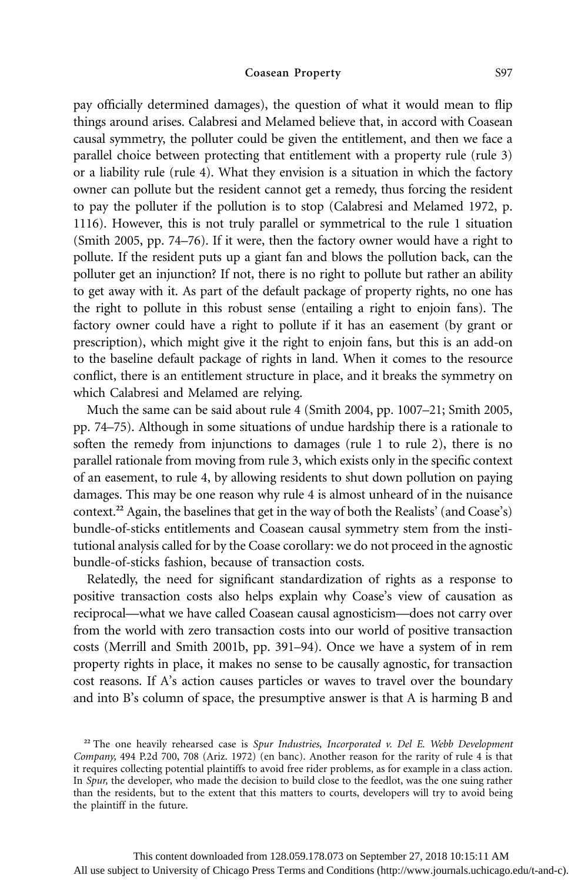pay officially determined damages), the question of what it would mean to flip things around arises. Calabresi and Melamed believe that, in accord with Coasean causal symmetry, the polluter could be given the entitlement, and then we face a parallel choice between protecting that entitlement with a property rule (rule 3) or a liability rule (rule 4). What they envision is a situation in which the factory owner can pollute but the resident cannot get a remedy, thus forcing the resident to pay the polluter if the pollution is to stop (Calabresi and Melamed 1972, p. 1116). However, this is not truly parallel or symmetrical to the rule 1 situation (Smith 2005, pp. 74–76). If it were, then the factory owner would have a right to pollute. If the resident puts up a giant fan and blows the pollution back, can the polluter get an injunction? If not, there is no right to pollute but rather an ability to get away with it. As part of the default package of property rights, no one has the right to pollute in this robust sense (entailing a right to enjoin fans). The factory owner could have a right to pollute if it has an easement (by grant or prescription), which might give it the right to enjoin fans, but this is an add-on to the baseline default package of rights in land. When it comes to the resource conflict, there is an entitlement structure in place, and it breaks the symmetry on which Calabresi and Melamed are relying.

Much the same can be said about rule 4 (Smith 2004, pp. 1007–21; Smith 2005, pp. 74–75). Although in some situations of undue hardship there is a rationale to soften the remedy from injunctions to damages (rule 1 to rule 2), there is no parallel rationale from moving from rule 3, which exists only in the specific context of an easement, to rule 4, by allowing residents to shut down pollution on paying damages. This may be one reason why rule 4 is almost unheard of in the nuisance context.[22] Again, the baselines that get in the way of both the Realists' (and Coase's) bundle-of-sticks entitlements and Coasean causal symmetry stem from the institutional analysis called for by the Coase corollary: we do not proceed in the agnostic bundle-of-sticks fashion, because of transaction costs.

Relatedly, the need for significant standardization of rights as a response to positive transaction costs also helps explain why Coase's view of causation as reciprocal—what we have called Coasean causal agnosticism—does not carry over from the world with zero transaction costs into our world of positive transaction costs (Merrill and Smith 2001b, pp. 391–94). Once we have a system of in rem property rights in place, it makes no sense to be causally agnostic, for transaction cost reasons. If A's action causes particles or waves to travel over the boundary and into B's column of space, the presumptive answer is that A is harming B and

[22] The one heavily rehearsed case is *Spur Industries, Incorporated v. Del E. Webb Development Company,* 494 P.2d 700, 708 (Ariz. 1972) (en banc). Another reason for the rarity of rule 4 is that it requires collecting potential plaintiffs to avoid free rider problems, as for example in a class action. In *Spur,* the developer, who made the decision to build close to the feedlot, was the one suing rather than the residents, but to the extent that this matters to courts, developers will try to avoid being the plaintiff in the future.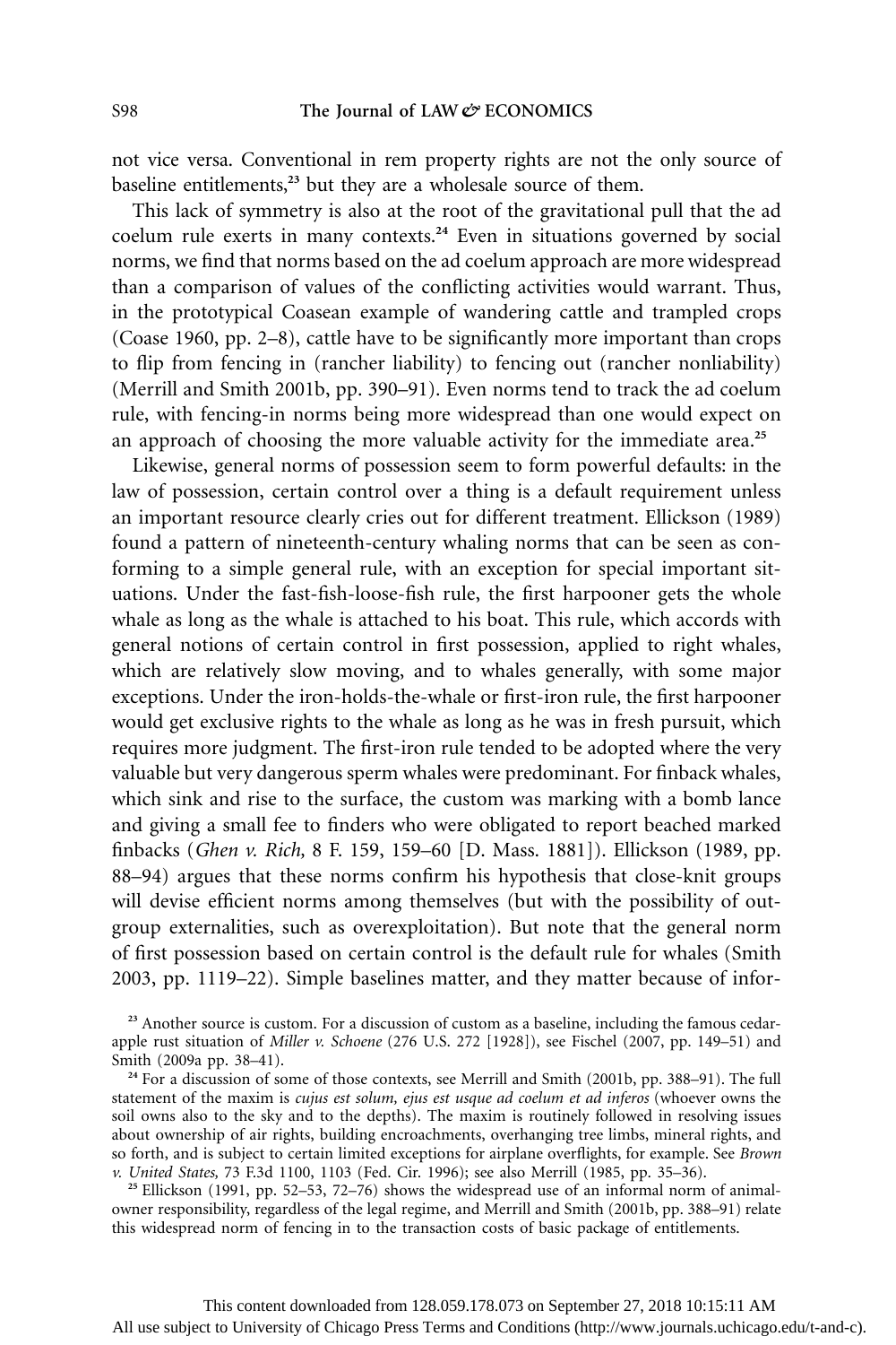not vice versa. Conventional in rem property rights are not the only source of baseline entitlements,[23] but they are a wholesale source of them.

This lack of symmetry is also at the root of the gravitational pull that the ad coelum rule exerts in many contexts.[24] Even in situations governed by social norms, we find that norms based on the ad coelum approach are more widespread than a comparison of values of the conflicting activities would warrant. Thus, in the prototypical Coasean example of wandering cattle and trampled crops (Coase 1960, pp. 2–8), cattle have to be significantly more important than crops to flip from fencing in (rancher liability) to fencing out (rancher nonliability) (Merrill and Smith 2001b, pp. 390–91). Even norms tend to track the ad coelum rule, with fencing-in norms being more widespread than one would expect on an approach of choosing the more valuable activity for the immediate area.[25]

Likewise, general norms of possession seem to form powerful defaults: in the law of possession, certain control over a thing is a default requirement unless an important resource clearly cries out for different treatment. Ellickson (1989) found a pattern of nineteenth-century whaling norms that can be seen as conforming to a simple general rule, with an exception for special important situations. Under the fast-fish-loose-fish rule, the first harpooner gets the whole whale as long as the whale is attached to his boat. This rule, which accords with general notions of certain control in first possession, applied to right whales, which are relatively slow moving, and to whales generally, with some major exceptions. Under the iron-holds-the-whale or first-iron rule, the first harpooner would get exclusive rights to the whale as long as he was in fresh pursuit, which requires more judgment. The first-iron rule tended to be adopted where the very valuable but very dangerous sperm whales were predominant. For finback whales, which sink and rise to the surface, the custom was marking with a bomb lance and giving a small fee to finders who were obligated to report beached marked finbacks (*Ghen v. Rich,* 8 F. 159, 159–60 [D. Mass. 1881]). Ellickson (1989, pp. 88–94) argues that these norms confirm his hypothesis that close-knit groups will devise efficient norms among themselves (but with the possibility of out-group externalities, such as overexploitation). But note that the general norm of first possession based on certain control is the default rule for whales (Smith 2003, pp. 1119–22). Simple baselines matter, and they matter because of infor-

[23] Another source is custom. For a discussion of custom as a baseline, including the famous cedar-apple rust situation of *Miller v. Schoene* (276 U.S. 272 [1928]), see Fischel (2007, pp. 149–51) and Smith (2009a pp. 38–41).

[24] For a discussion of some of those contexts, see Merrill and Smith (2001b, pp. 388–91). The full statement of the maxim is *cujus est solum, ejus est usque ad coelum et ad inferos* (whoever owns the soil owns also to the sky and to the depths). The maxim is routinely followed in resolving issues about ownership of air rights, building encroachments, overhanging tree limbs, mineral rights, and so forth, and is subject to certain limited exceptions for airplane overflights, for example. See *Brown v. United States,* 73 F.3d 1100, 1103 (Fed. Cir. 1996); see also Merrill (1985, pp. 35–36).

[25] Ellickson (1991, pp. 52–53, 72–76) shows the widespread use of an informal norm of animal-owner responsibility, regardless of the legal regime, and Merrill and Smith (2001b, pp. 388–91) relate this widespread norm of fencing in to the transaction costs of basic package of entitlements.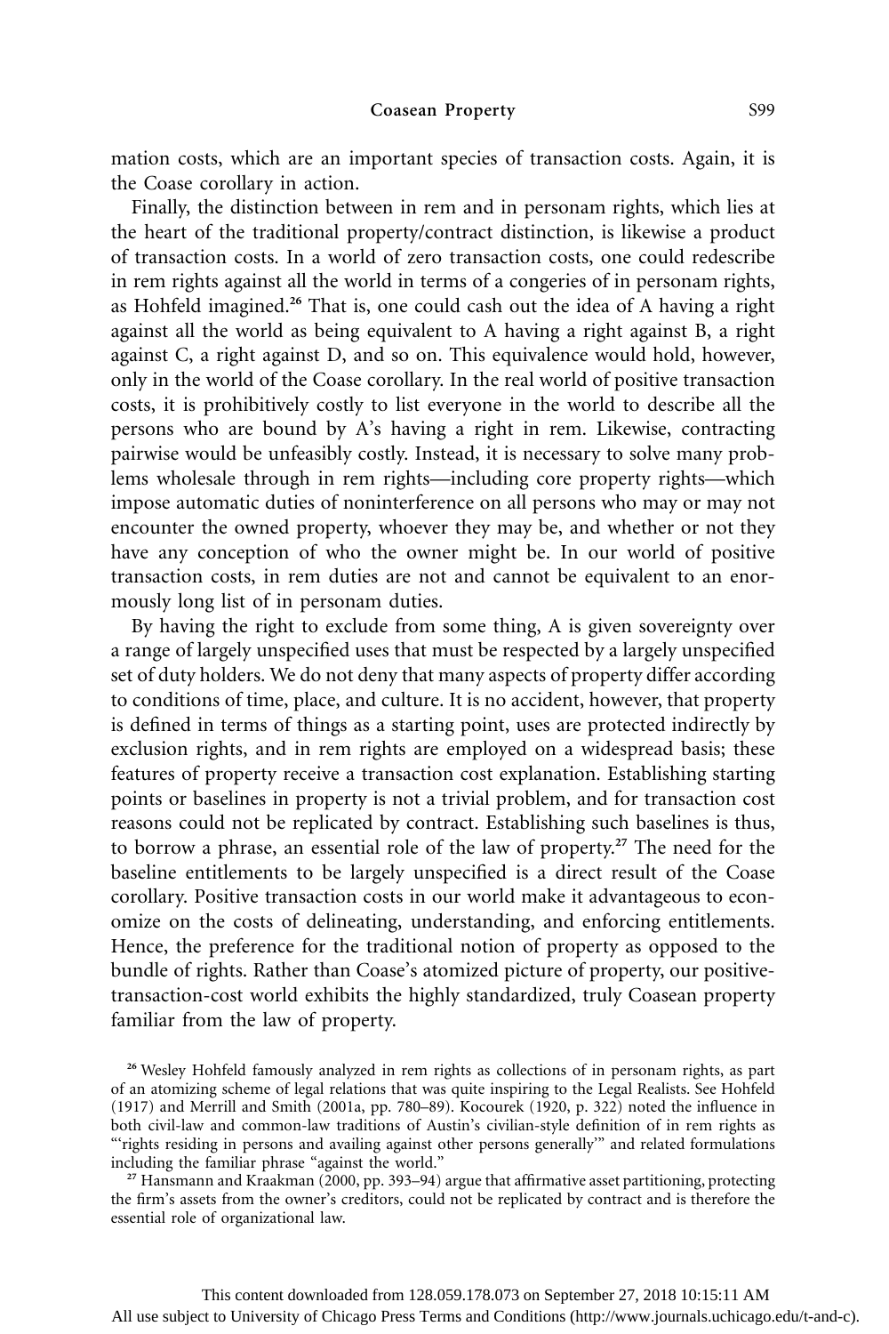mation costs, which are an important species of transaction costs. Again, it is the Coase corollary in action.

Finally, the distinction between in rem and in personam rights, which lies at the heart of the traditional property/contract distinction, is likewise a product of transaction costs. In a world of zero transaction costs, one could redescribe in rem rights against all the world in terms of a congeries of in personam rights, as Hohfeld imagined.[26] That is, one could cash out the idea of A having a right against all the world as being equivalent to A having a right against B, a right against C, a right against D, and so on. This equivalence would hold, however, only in the world of the Coase corollary. In the real world of positive transaction costs, it is prohibitively costly to list everyone in the world to describe all the persons who are bound by A's having a right in rem. Likewise, contracting pairwise would be unfeasibly costly. Instead, it is necessary to solve many problems wholesale through in rem rights—including core property rights—which impose automatic duties of noninterference on all persons who may or may not encounter the owned property, whoever they may be, and whether or not they have any conception of who the owner might be. In our world of positive transaction costs, in rem duties are not and cannot be equivalent to an enormously long list of in personam duties.

By having the right to exclude from some thing, A is given sovereignty over a range of largely unspecified uses that must be respected by a largely unspecified set of duty holders. We do not deny that many aspects of property differ according to conditions of time, place, and culture. It is no accident, however, that property is defined in terms of things as a starting point, uses are protected indirectly by exclusion rights, and in rem rights are employed on a widespread basis; these features of property receive a transaction cost explanation. Establishing starting points or baselines in property is not a trivial problem, and for transaction cost reasons could not be replicated by contract. Establishing such baselines is thus, to borrow a phrase, an essential role of the law of property.[27] The need for the baseline entitlements to be largely unspecified is a direct result of the Coase corollary. Positive transaction costs in our world make it advantageous to economize on the costs of delineating, understanding, and enforcing entitlements. Hence, the preference for the traditional notion of property as opposed to the bundle of rights. Rather than Coase's atomized picture of property, our positive-transaction-cost world exhibits the highly standardized, truly Coasean property familiar from the law of property.

[26] Wesley Hohfeld famously analyzed in rem rights as collections of in personam rights, as part of an atomizing scheme of legal relations that was quite inspiring to the Legal Realists. See Hohfeld (1917) and Merrill and Smith (2001a, pp. 780–89). Kocourek (1920, p. 322) noted the influence in both civil-law and common-law traditions of Austin's civilian-style definition of in rem rights as "'rights residing in persons and availing against other persons generally'" and related formulations including the familiar phrase "against the world."

[27] Hansmann and Kraakman (2000, pp. 393–94) argue that affirmative asset partitioning, protecting the firm's assets from the owner's creditors, could not be replicated by contract and is therefore the essential role of organizational law.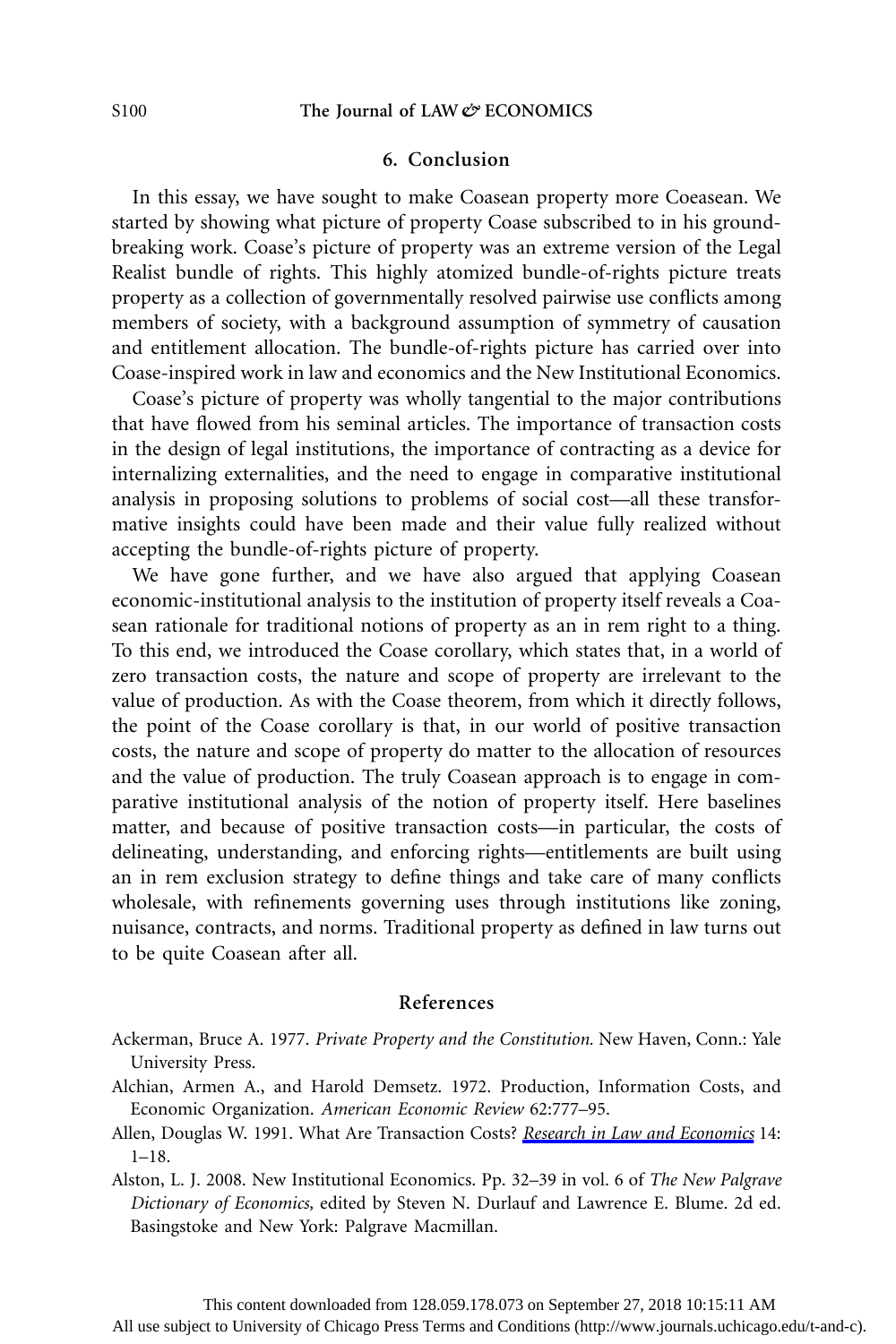## 6. Conclusion

In this essay, we have sought to make Coasean property more Coeasean. We started by showing what picture of property Coase subscribed to in his groundbreaking work. Coase's picture of property was an extreme version of the Legal Realist bundle of rights. This highly atomized bundle-of-rights picture treats property as a collection of governmentally resolved pairwise use conflicts among members of society, with a background assumption of symmetry of causation and entitlement allocation. The bundle-of-rights picture has carried over into Coase-inspired work in law and economics and the New Institutional Economics.

Coase's picture of property was wholly tangential to the major contributions that have flowed from his seminal articles. The importance of transaction costs in the design of legal institutions, the importance of contracting as a device for internalizing externalities, and the need to engage in comparative institutional analysis in proposing solutions to problems of social cost—all these transformative insights could have been made and their value fully realized without accepting the bundle-of-rights picture of property.

We have gone further, and we have also argued that applying Coasean economic-institutional analysis to the institution of property itself reveals a Coasean rationale for traditional notions of property as an in rem right to a thing. To this end, we introduced the Coase corollary, which states that, in a world of zero transaction costs, the nature and scope of property are irrelevant to the value of production. As with the Coase theorem, from which it directly follows, the point of the Coase corollary is that, in our world of positive transaction costs, the nature and scope of property do matter to the allocation of resources and the value of production. The truly Coasean approach is to engage in comparative institutional analysis of the notion of property itself. Here baselines matter, and because of positive transaction costs—in particular, the costs of delineating, understanding, and enforcing rights—entitlements are built using an in rem exclusion strategy to define things and take care of many conflicts wholesale, with refinements governing uses through institutions like zoning, nuisance, contracts, and norms. Traditional property as defined in law turns out to be quite Coasean after all.

## References

Ackerman, Bruce A. 1977. *Private Property and the Constitution.* New Haven, Conn.: Yale University Press.

Alchian, Armen A., and Harold Demsetz. 1972. Production, Information Costs, and Economic Organization. *American Economic Review* 62:777–95.

Allen, Douglas W. 1991. What Are Transaction Costs? *Research in Law and Economics* 14: 1–18.

Alston, L. J. 2008. New Institutional Economics. Pp. 32–39 in vol. 6 of *The New Palgrave Dictionary of Economics,* edited by Steven N. Durlauf and Lawrence E. Blume. 2d ed. Basingstoke and New York: Palgrave Macmillan.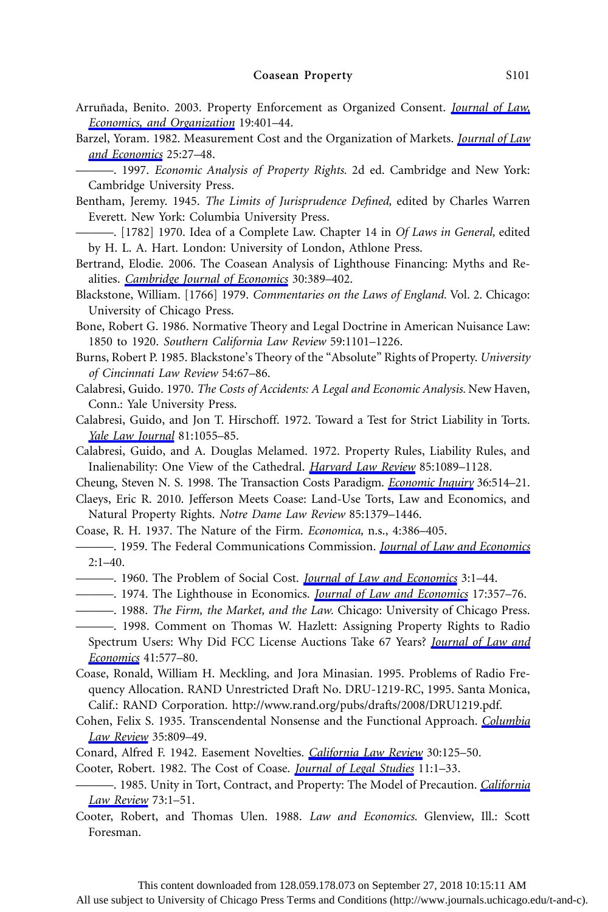Arruñada, Benito. 2003. Property Enforcement as Organized Consent. *Journal of Law, Economics, and Organization* 19:401–44.

Barzel, Yoram. 1982. Measurement Cost and the Organization of Markets. *Journal of Law and Economics* 25:27–48.

———. 1997. *Economic Analysis of Property Rights.* 2d ed. Cambridge and New York: Cambridge University Press.

Bentham, Jeremy. 1945. *The Limits of Jurisprudence Defined,* edited by Charles Warren Everett. New York: Columbia University Press.

———. [1782] 1970. Idea of a Complete Law. Chapter 14 in *Of Laws in General,* edited by H. L. A. Hart. London: University of London, Athlone Press.

Bertrand, Elodie. 2006. The Coasean Analysis of Lighthouse Financing: Myths and Realities. *Cambridge Journal of Economics* 30:389–402.

Blackstone, William. [1766] 1979. *Commentaries on the Laws of England.* Vol. 2. Chicago: University of Chicago Press.

Bone, Robert G. 1986. Normative Theory and Legal Doctrine in American Nuisance Law: 1850 to 1920. *Southern California Law Review* 59:1101–1226.

Burns, Robert P. 1985. Blackstone's Theory of the "Absolute" Rights of Property. *University of Cincinnati Law Review* 54:67–86.

Calabresi, Guido. 1970. *The Costs of Accidents: A Legal and Economic Analysis.* New Haven, Conn.: Yale University Press.

Calabresi, Guido, and Jon T. Hirschoff. 1972. Toward a Test for Strict Liability in Torts. *Yale Law Journal* 81:1055–85.

Calabresi, Guido, and A. Douglas Melamed. 1972. Property Rules, Liability Rules, and Inalienability: One View of the Cathedral. *Harvard Law Review* 85:1089–1128.

Cheung, Steven N. S. 1998. The Transaction Costs Paradigm. *Economic Inquiry* 36:514–21.

Claeys, Eric R. 2010. Jefferson Meets Coase: Land-Use Torts, Law and Economics, and Natural Property Rights. *Notre Dame Law Review* 85:1379–1446.

Coase, R. H. 1937. The Nature of the Firm. *Economica,* n.s., 4:386–405.

———. 1959. The Federal Communications Commission. *Journal of Law and Economics* 2:1–40.

———. 1960. The Problem of Social Cost. *Journal of Law and Economics* 3:1–44.

———. 1974. The Lighthouse in Economics. *Journal of Law and Economics* 17:357–76.

———. 1988. *The Firm, the Market, and the Law.* Chicago: University of Chicago Press.

———. 1998. Comment on Thomas W. Hazlett: Assigning Property Rights to Radio Spectrum Users: Why Did FCC License Auctions Take 67 Years? *Journal of Law and Economics* 41:577–80.

Coase, Ronald, William H. Meckling, and Jora Minasian. 1995. Problems of Radio Frequency Allocation. RAND Unrestricted Draft No. DRU-1219-RC, 1995. Santa Monica, Calif.: RAND Corporation. http://www.rand.org/pubs/drafts/2008/DRU1219.pdf.

Cohen, Felix S. 1935. Transcendental Nonsense and the Functional Approach. *Columbia Law Review* 35:809–49.

Conard, Alfred F. 1942. Easement Novelties. *California Law Review* 30:125–50.

Cooter, Robert. 1982. The Cost of Coase. *Journal of Legal Studies* 11:1–33.

———. 1985. Unity in Tort, Contract, and Property: The Model of Precaution. *California Law Review* 73:1–51.

Cooter, Robert, and Thomas Ulen. 1988. *Law and Economics.* Glenview, Ill.: Scott Foresman.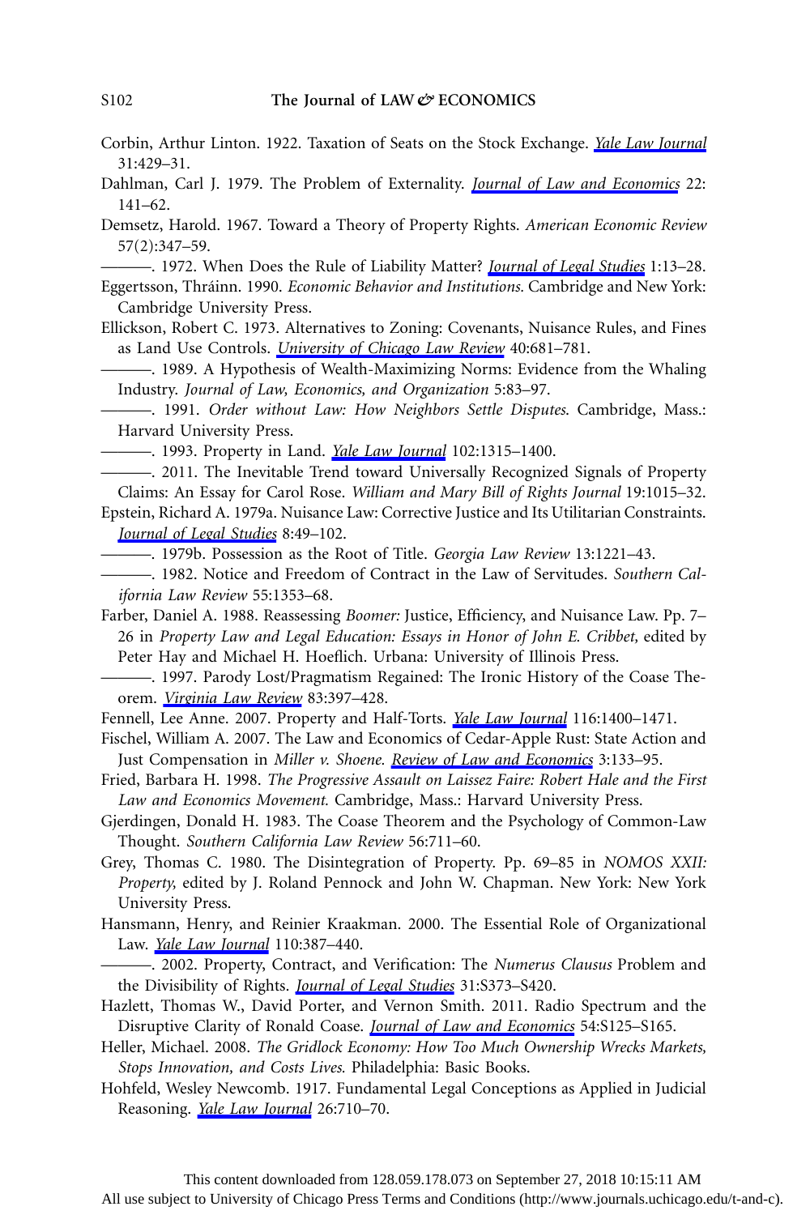Corbin, Arthur Linton. 1922. Taxation of Seats on the Stock Exchange. *Yale Law Journal* 31:429–31.

Dahlman, Carl J. 1979. The Problem of Externality. *Journal of Law and Economics* 22: 141–62.

Demsetz, Harold. 1967. Toward a Theory of Property Rights. *American Economic Review* 57(2):347–59.

———. 1972. When Does the Rule of Liability Matter? *Journal of Legal Studies* 1:13–28.

Eggertsson, Thráinn. 1990. *Economic Behavior and Institutions*. Cambridge and New York: Cambridge University Press.

Ellickson, Robert C. 1973. Alternatives to Zoning: Covenants, Nuisance Rules, and Fines as Land Use Controls. *University of Chicago Law Review* 40:681–781.

———. 1989. A Hypothesis of Wealth-Maximizing Norms: Evidence from the Whaling Industry. *Journal of Law, Economics, and Organization* 5:83–97.

———. 1991. *Order without Law: How Neighbors Settle Disputes*. Cambridge, Mass.: Harvard University Press.

———. 1993. Property in Land. *Yale Law Journal* 102:1315–1400.

———. 2011. The Inevitable Trend toward Universally Recognized Signals of Property Claims: An Essay for Carol Rose. *William and Mary Bill of Rights Journal* 19:1015–32.

Epstein, Richard A. 1979a. Nuisance Law: Corrective Justice and Its Utilitarian Constraints. *Journal of Legal Studies* 8:49–102.

———. 1979b. Possession as the Root of Title. *Georgia Law Review* 13:1221–43.

———. 1982. Notice and Freedom of Contract in the Law of Servitudes. *Southern California Law Review* 55:1353–68.

Farber, Daniel A. 1988. Reassessing *Boomer:* Justice, Efficiency, and Nuisance Law. Pp. 7–26 in *Property Law and Legal Education: Essays in Honor of John E. Cribbet,* edited by Peter Hay and Michael H. Hoeflich. Urbana: University of Illinois Press.

———. 1997. Parody Lost/Pragmatism Regained: The Ironic History of the Coase Theorem. *Virginia Law Review* 83:397–428.

Fennell, Lee Anne. 2007. Property and Half-Torts. *Yale Law Journal* 116:1400–1471.

Fischel, William A. 2007. The Law and Economics of Cedar-Apple Rust: State Action and Just Compensation in *Miller v. Shoene. Review of Law and Economics* 3:133–95.

Fried, Barbara H. 1998. *The Progressive Assault on Laissez Faire: Robert Hale and the First Law and Economics Movement.* Cambridge, Mass.: Harvard University Press.

Gjerdingen, Donald H. 1983. The Coase Theorem and the Psychology of Common-Law Thought. *Southern California Law Review* 56:711–60.

Grey, Thomas C. 1980. The Disintegration of Property. Pp. 69–85 in *NOMOS XXII: Property,* edited by J. Roland Pennock and John W. Chapman. New York: New York University Press.

Hansmann, Henry, and Reinier Kraakman. 2000. The Essential Role of Organizational Law. *Yale Law Journal* 110:387–440.

———. 2002. Property, Contract, and Verification: The *Numerus Clausus* Problem and the Divisibility of Rights. *Journal of Legal Studies* 31:S373–S420.

Hazlett, Thomas W., David Porter, and Vernon Smith. 2011. Radio Spectrum and the Disruptive Clarity of Ronald Coase. *Journal of Law and Economics* 54:S125–S165.

Heller, Michael. 2008. *The Gridlock Economy: How Too Much Ownership Wrecks Markets, Stops Innovation, and Costs Lives.* Philadelphia: Basic Books.

Hohfeld, Wesley Newcomb. 1917. Fundamental Legal Conceptions as Applied in Judicial Reasoning. *Yale Law Journal* 26:710–70.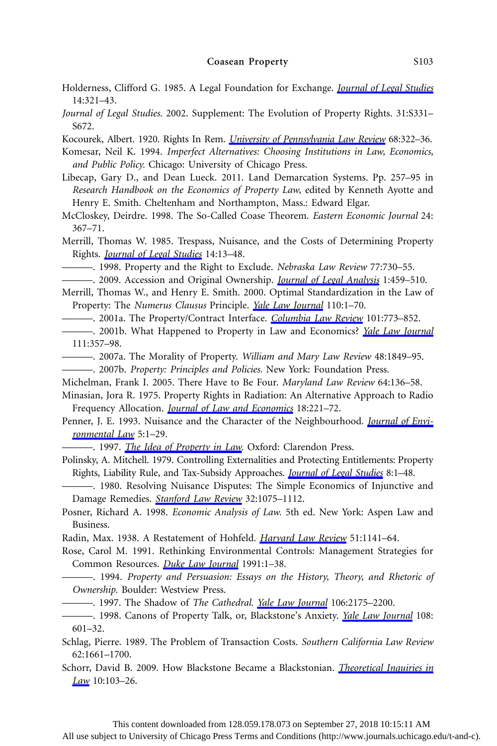Holderness, Clifford G. 1985. A Legal Foundation for Exchange. *Journal of Legal Studies* 14:321–43.

*Journal of Legal Studies.* 2002. Supplement: The Evolution of Property Rights. 31:S331–S672.

Kocourek, Albert. 1920. Rights In Rem. *University of Pennsylvania Law Review* 68:322–36.

Komesar, Neil K. 1994. *Imperfect Alternatives: Choosing Institutions in Law, Economics, and Public Policy.* Chicago: University of Chicago Press.

Libecap, Gary D., and Dean Lueck. 2011. Land Demarcation Systems. Pp. 257–95 in *Research Handbook on the Economics of Property Law,* edited by Kenneth Ayotte and Henry E. Smith. Cheltenham and Northampton, Mass.: Edward Elgar.

McCloskey, Deirdre. 1998. The So-Called Coase Theorem. *Eastern Economic Journal* 24: 367–71.

Merrill, Thomas W. 1985. Trespass, Nuisance, and the Costs of Determining Property Rights. *Journal of Legal Studies* 14:13–48.

———. 1998. Property and the Right to Exclude. *Nebraska Law Review* 77:730–55.

———. 2009. Accession and Original Ownership. *Journal of Legal Analysis* 1:459–510.

Merrill, Thomas W., and Henry E. Smith. 2000. Optimal Standardization in the Law of Property: The *Numerus Clausus* Principle. *Yale Law Journal* 110:1–70.

———. 2001a. The Property/Contract Interface. *Columbia Law Review* 101:773–852.

———. 2001b. What Happened to Property in Law and Economics? *Yale Law Journal* 111:357–98.

———. 2007a. The Morality of Property. *William and Mary Law Review* 48:1849–95.

———. 2007b. *Property: Principles and Policies.* New York: Foundation Press.

Michelman, Frank I. 2005. There Have to Be Four. *Maryland Law Review* 64:136–58.

Minasian, Jora R. 1975. Property Rights in Radiation: An Alternative Approach to Radio Frequency Allocation. *Journal of Law and Economics* 18:221–72.

Penner, J. E. 1993. Nuisance and the Character of the Neighbourhood. *Journal of Environmental Law* 5:1–29.

———. 1997. *The Idea of Property in Law.* Oxford: Clarendon Press.

Polinsky, A. Mitchell. 1979. Controlling Externalities and Protecting Entitlements: Property Rights, Liability Rule, and Tax-Subsidy Approaches. *Journal of Legal Studies* 8:1–48.

———. 1980. Resolving Nuisance Disputes: The Simple Economics of Injunctive and Damage Remedies. *Stanford Law Review* 32:1075–1112.

Posner, Richard A. 1998. *Economic Analysis of Law.* 5th ed. New York: Aspen Law and Business.

Radin, Max. 1938. A Restatement of Hohfeld. *Harvard Law Review* 51:1141–64.

Rose, Carol M. 1991. Rethinking Environmental Controls: Management Strategies for Common Resources. *Duke Law Journal* 1991:1–38.

———. 1994. *Property and Persuasion: Essays on the History, Theory, and Rhetoric of Ownership.* Boulder: Westview Press.

———. 1997. The Shadow of *The Cathedral. Yale Law Journal* 106:2175–2200.

———. 1998. Canons of Property Talk, or, Blackstone's Anxiety. *Yale Law Journal* 108: 601–32.

Schlag, Pierre. 1989. The Problem of Transaction Costs. *Southern California Law Review* 62:1661–1700.

Schorr, David B. 2009. How Blackstone Became a Blackstonian. *Theoretical Inquiries in Law* 10:103–26.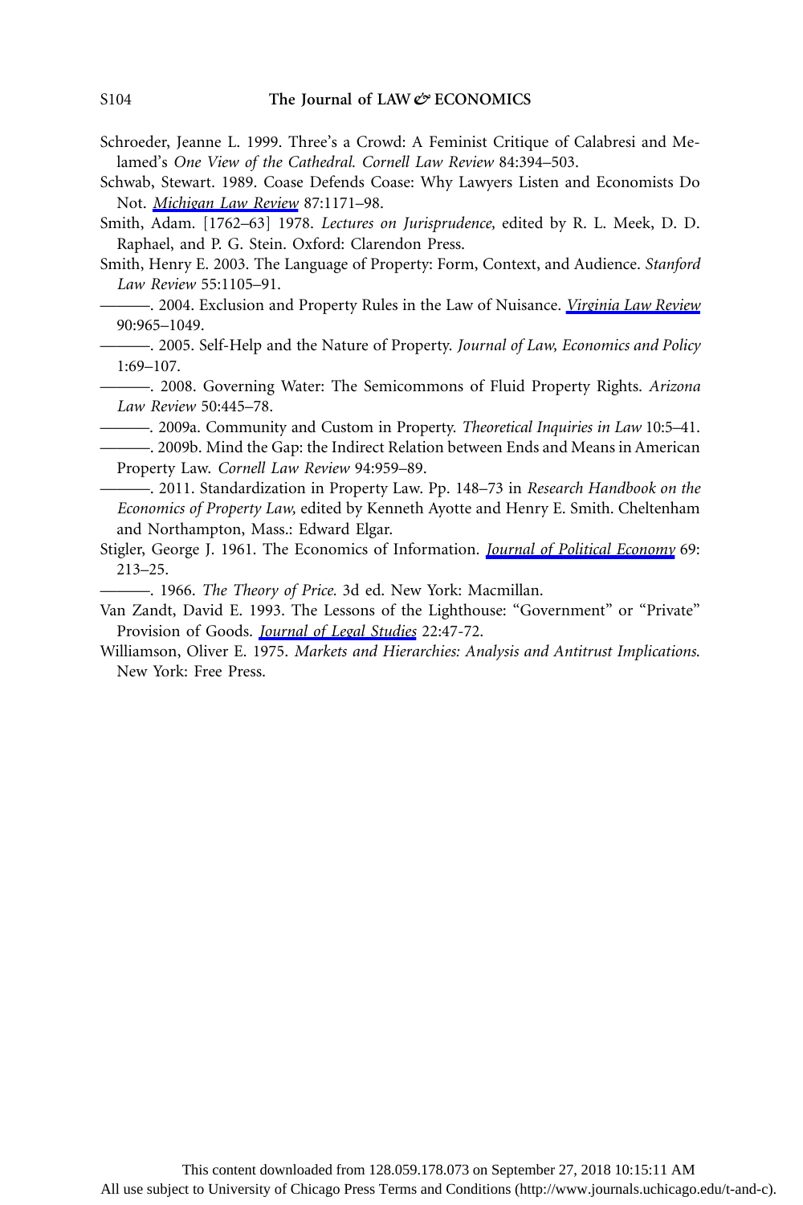Schroeder, Jeanne L. 1999. Three's a Crowd: A Feminist Critique of Calabresi and Melamed's *One View of the Cathedral. Cornell Law Review* 84:394–503.

Schwab, Stewart. 1989. Coase Defends Coase: Why Lawyers Listen and Economists Do Not. *Michigan Law Review* 87:1171–98.

Smith, Adam. [1762–63] 1978. *Lectures on Jurisprudence,* edited by R. L. Meek, D. D. Raphael, and P. G. Stein. Oxford: Clarendon Press.

Smith, Henry E. 2003. The Language of Property: Form, Context, and Audience. *Stanford Law Review* 55:1105–91.

———. 2004. Exclusion and Property Rules in the Law of Nuisance. *Virginia Law Review* 90:965–1049.

———. 2005. Self-Help and the Nature of Property. *Journal of Law, Economics and Policy* 1:69–107.

———. 2008. Governing Water: The Semicommons of Fluid Property Rights. *Arizona Law Review* 50:445–78.

———. 2009a. Community and Custom in Property. *Theoretical Inquiries in Law* 10:5–41.

———. 2009b. Mind the Gap: the Indirect Relation between Ends and Means in American Property Law. *Cornell Law Review* 94:959–89.

———. 2011. Standardization in Property Law. Pp. 148–73 in *Research Handbook on the Economics of Property Law,* edited by Kenneth Ayotte and Henry E. Smith. Cheltenham and Northampton, Mass.: Edward Elgar.

Stigler, George J. 1961. The Economics of Information. *Journal of Political Economy* 69: 213–25.

———. 1966. *The Theory of Price.* 3d ed. New York: Macmillan.

Van Zandt, David E. 1993. The Lessons of the Lighthouse: "Government" or "Private" Provision of Goods. *Journal of Legal Studies* 22:47-72.

Williamson, Oliver E. 1975. *Markets and Hierarchies: Analysis and Antitrust Implications.* New York: Free Press.